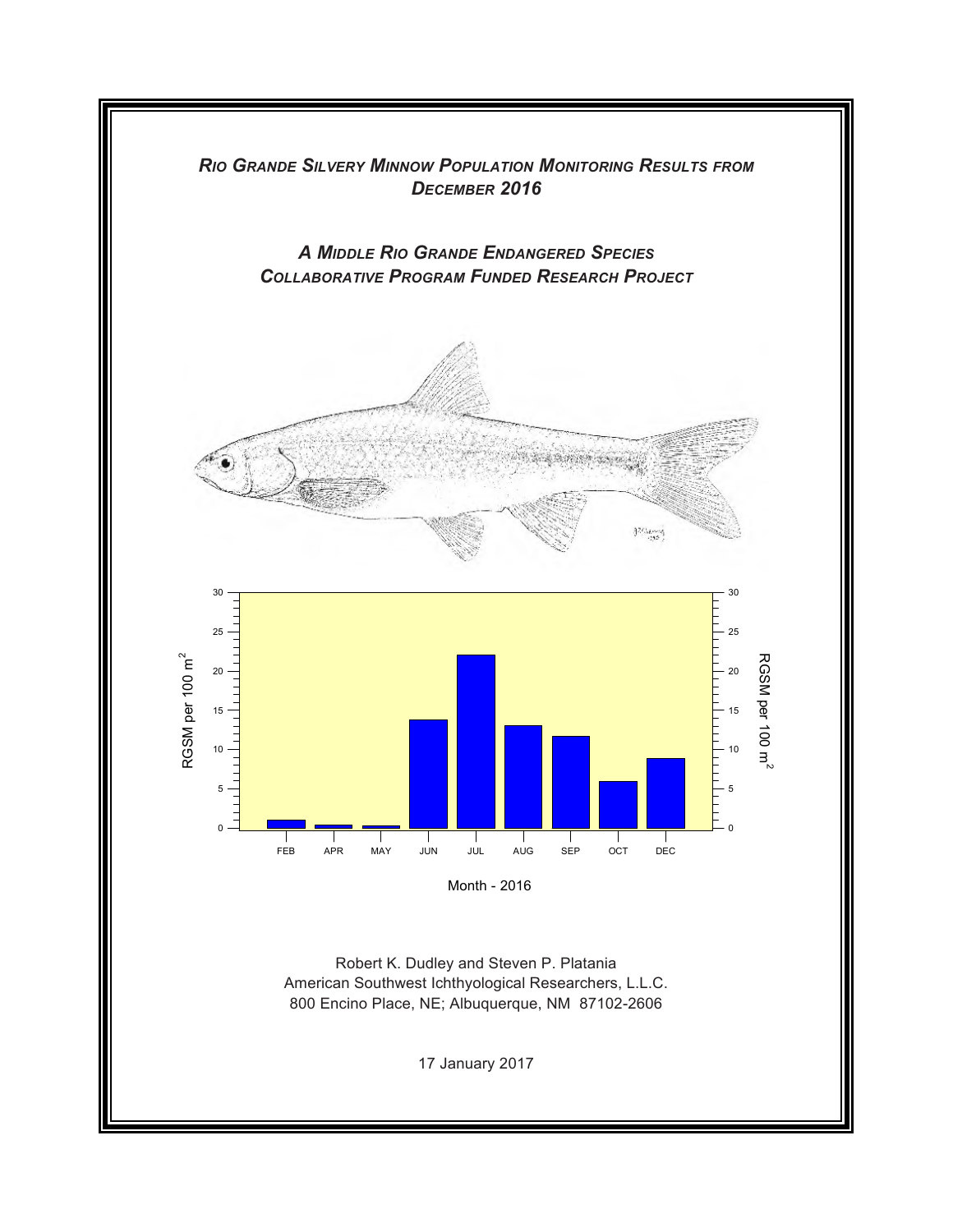# *Rio Grande Silvery Minnow Population Monitoring Results from December 2016*

## *A Middle Rio Grande Endangered Species Collaborative Program Funded Research Project*

Robert K. Dudley and Steven P. Platania
American Southwest Ichthyological Researchers, L.L.C.
800 Encino Place, NE; Albuquerque, NM 87102-2606

17 January 2017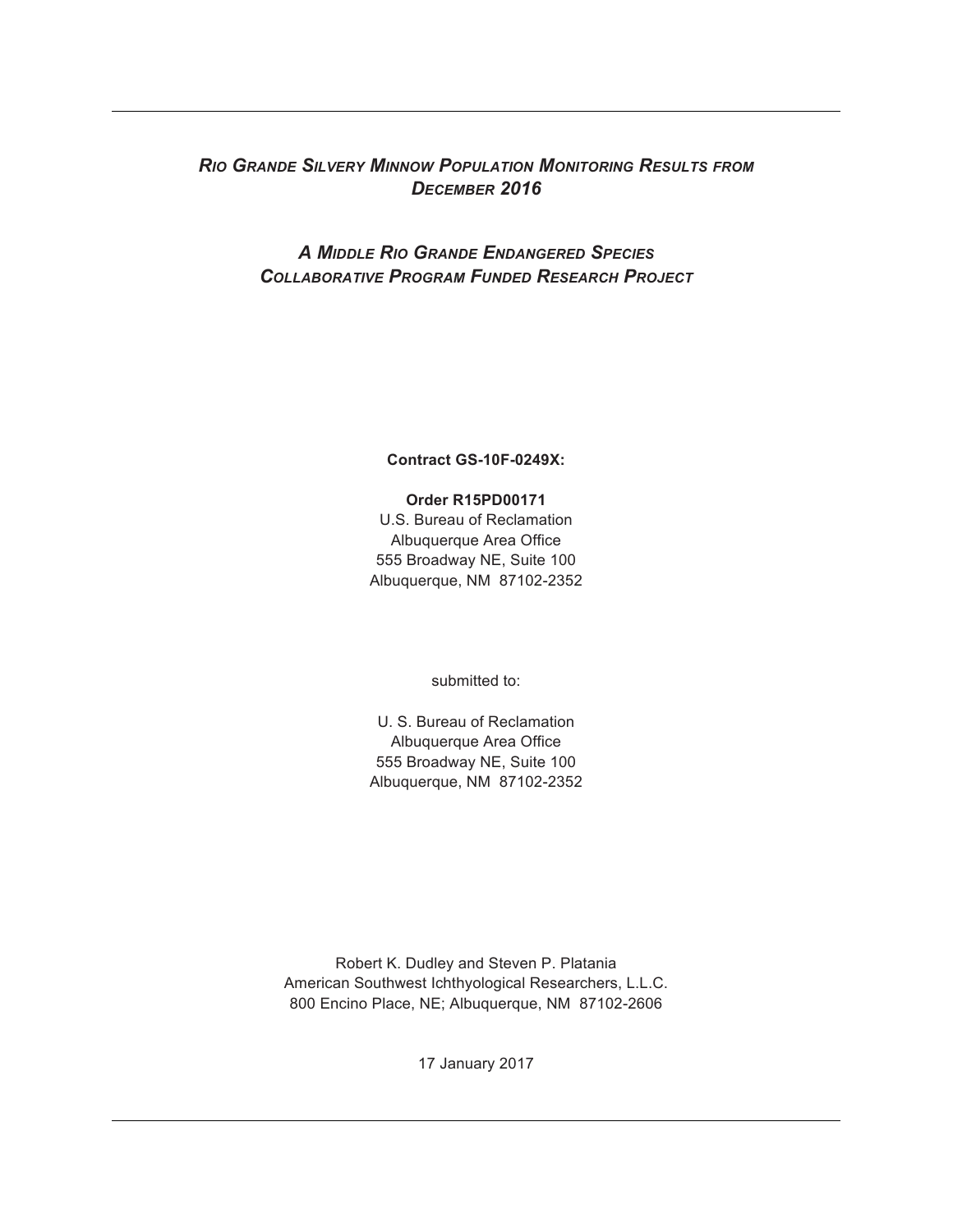# *Rio Grande Silvery Minnow Population Monitoring Results from December 2016*

## *A Middle Rio Grande Endangered Species Collaborative Program Funded Research Project*

**Contract GS-10F-0249X:**

**Order R15PD00171**
U.S. Bureau of Reclamation
Albuquerque Area Office
555 Broadway NE, Suite 100
Albuquerque, NM 87102-2352

submitted to:

U. S. Bureau of Reclamation
Albuquerque Area Office
555 Broadway NE, Suite 100
Albuquerque, NM 87102-2352

Robert K. Dudley and Steven P. Platania
American Southwest Ichthyological Researchers, L.L.C.
800 Encino Place, NE; Albuquerque, NM 87102-2606

17 January 2017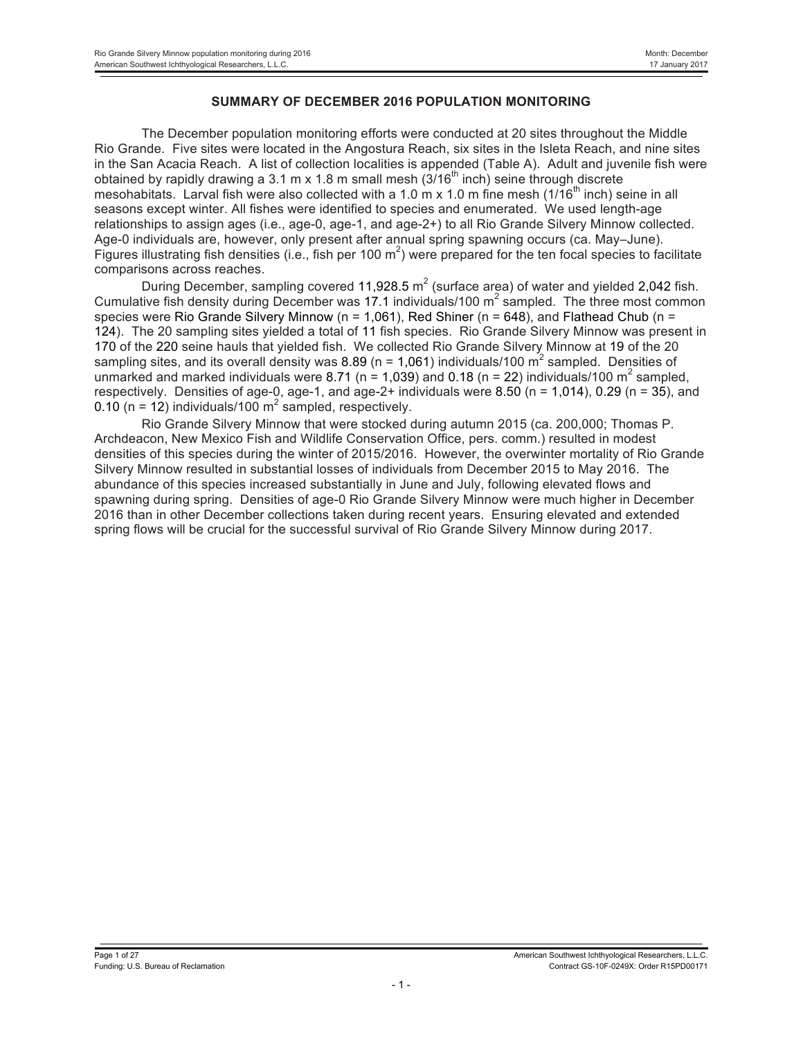## SUMMARY OF DECEMBER 2016 POPULATION MONITORING

The December population monitoring efforts were conducted at 20 sites throughout the Middle Rio Grande. Five sites were located in the Angostura Reach, six sites in the Isleta Reach, and nine sites in the San Acacia Reach. A list of collection localities is appended (Table A). Adult and juvenile fish were obtained by rapidly drawing a 3.1 m x 1.8 m small mesh (3/16$^{th}$ inch) seine through discrete mesohabitats. Larval fish were also collected with a 1.0 m x 1.0 m fine mesh (1/16$^{th}$ inch) seine in all seasons except winter. All fishes were identified to species and enumerated. We used length-age relationships to assign ages (i.e., age-0, age-1, and age-2+) to all Rio Grande Silvery Minnow collected. Age-0 individuals are, however, only present after annual spring spawning occurs (ca. May–June). Figures illustrating fish densities (i.e., fish per 100 m$^2$) were prepared for the ten focal species to facilitate comparisons across reaches.

During December, sampling covered 11,928.5 m$^2$ (surface area) of water and yielded 2,042 fish. Cumulative fish density during December was 17.1 individuals/100 m$^2$ sampled. The three most common species were Rio Grande Silvery Minnow (n = 1,061), Red Shiner (n = 648), and Flathead Chub (n = 124). The 20 sampling sites yielded a total of 11 fish species. Rio Grande Silvery Minnow was present in 170 of the 220 seine hauls that yielded fish. We collected Rio Grande Silvery Minnow at 19 of the 20 sampling sites, and its overall density was 8.89 (n = 1,061) individuals/100 m$^2$ sampled. Densities of unmarked and marked individuals were 8.71 (n = 1,039) and 0.18 (n = 22) individuals/100 m$^2$ sampled, respectively. Densities of age-0, age-1, and age-2+ individuals were 8.50 (n = 1,014), 0.29 (n = 35), and 0.10 (n = 12) individuals/100 m$^2$ sampled, respectively.

Rio Grande Silvery Minnow that were stocked during autumn 2015 (ca. 200,000; Thomas P. Archdeacon, New Mexico Fish and Wildlife Conservation Office, pers. comm.) resulted in modest densities of this species during the winter of 2015/2016. However, the overwinter mortality of Rio Grande Silvery Minnow resulted in substantial losses of individuals from December 2015 to May 2016. The abundance of this species increased substantially in June and July, following elevated flows and spawning during spring. Densities of age-0 Rio Grande Silvery Minnow were much higher in December 2016 than in other December collections taken during recent years. Ensuring elevated and extended spring flows will be crucial for the successful survival of Rio Grande Silvery Minnow during 2017.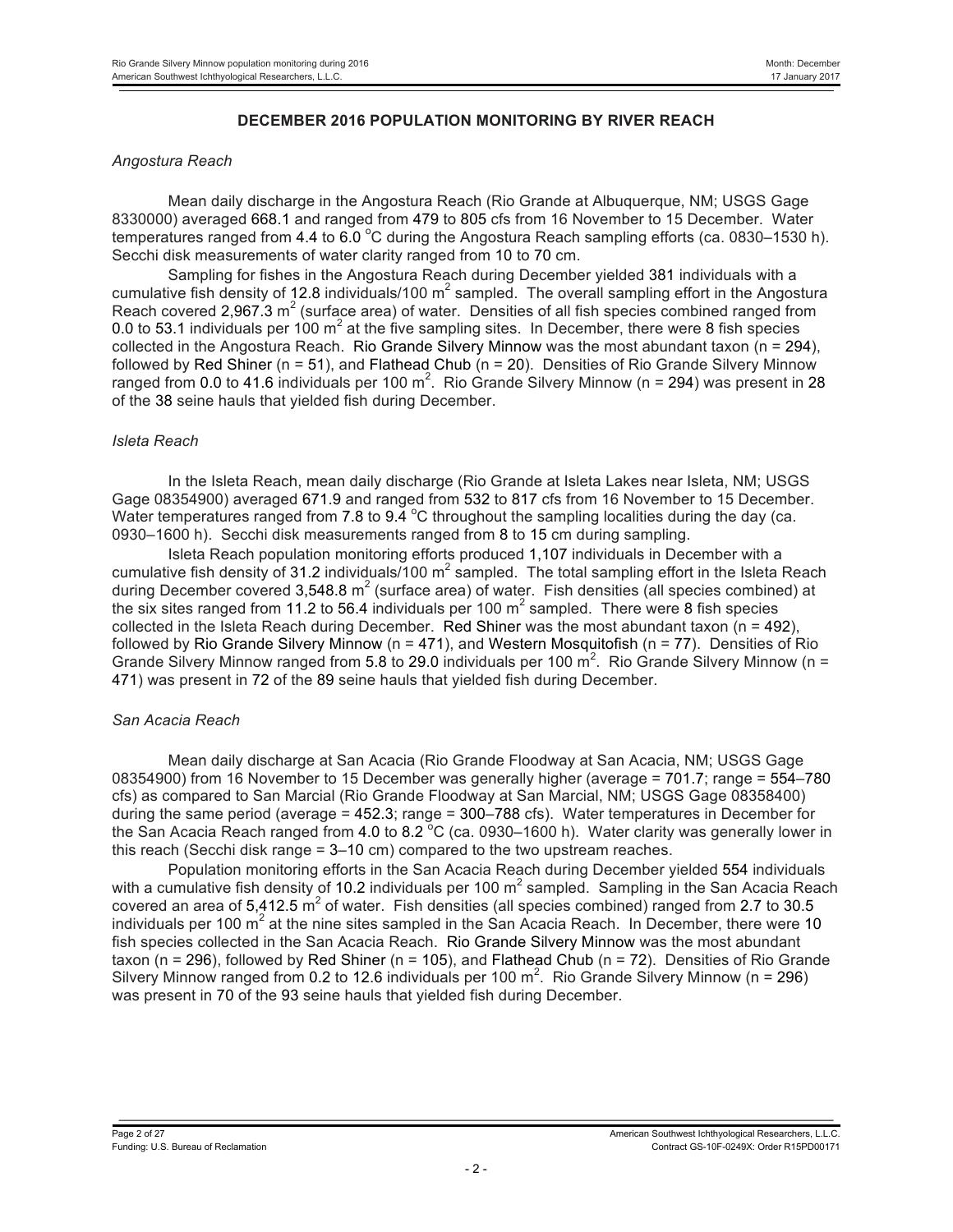## DECEMBER 2016 POPULATION MONITORING BY RIVER REACH

*Angostura Reach*

Mean daily discharge in the Angostura Reach (Rio Grande at Albuquerque, NM; USGS Gage 8330000) averaged 668.1 and ranged from 479 to 805 cfs from 16 November to 15 December. Water temperatures ranged from 4.4 to 6.0 °C during the Angostura Reach sampling efforts (ca. 0830–1530 h). Secchi disk measurements of water clarity ranged from 10 to 70 cm.

Sampling for fishes in the Angostura Reach during December yielded 381 individuals with a cumulative fish density of 12.8 individuals/100 $m^2$ sampled. The overall sampling effort in the Angostura Reach covered 2,967.3 $m^2$ (surface area) of water. Densities of all fish species combined ranged from 0.0 to 53.1 individuals per 100 $m^2$ at the five sampling sites. In December, there were 8 fish species collected in the Angostura Reach. Rio Grande Silvery Minnow was the most abundant taxon (n = 294), followed by Red Shiner (n = 51), and Flathead Chub (n = 20). Densities of Rio Grande Silvery Minnow ranged from 0.0 to 41.6 individuals per 100 $m^2$. Rio Grande Silvery Minnow (n = 294) was present in 28 of the 38 seine hauls that yielded fish during December.

*Isleta Reach*

In the Isleta Reach, mean daily discharge (Rio Grande at Isleta Lakes near Isleta, NM; USGS Gage 08354900) averaged 671.9 and ranged from 532 to 817 cfs from 16 November to 15 December. Water temperatures ranged from 7.8 to 9.4 °C throughout the sampling localities during the day (ca. 0930–1600 h). Secchi disk measurements ranged from 8 to 15 cm during sampling.

Isleta Reach population monitoring efforts produced 1,107 individuals in December with a cumulative fish density of 31.2 individuals/100 $m^2$ sampled. The total sampling effort in the Isleta Reach during December covered 3,548.8 $m^2$ (surface area) of water. Fish densities (all species combined) at the six sites ranged from 11.2 to 56.4 individuals per 100 $m^2$ sampled. There were 8 fish species collected in the Isleta Reach during December. Red Shiner was the most abundant taxon (n = 492), followed by Rio Grande Silvery Minnow (n = 471), and Western Mosquitofish (n = 77). Densities of Rio Grande Silvery Minnow ranged from 5.8 to 29.0 individuals per 100 $m^2$. Rio Grande Silvery Minnow (n = 471) was present in 72 of the 89 seine hauls that yielded fish during December.

*San Acacia Reach*

Mean daily discharge at San Acacia (Rio Grande Floodway at San Acacia, NM; USGS Gage 08354900) from 16 November to 15 December was generally higher (average = 701.7; range = 554–780 cfs) as compared to San Marcial (Rio Grande Floodway at San Marcial, NM; USGS Gage 08358400) during the same period (average = 452.3; range = 300–788 cfs). Water temperatures in December for the San Acacia Reach ranged from 4.0 to 8.2 °C (ca. 0930–1600 h). Water clarity was generally lower in this reach (Secchi disk range = 3–10 cm) compared to the two upstream reaches.

Population monitoring efforts in the San Acacia Reach during December yielded 554 individuals with a cumulative fish density of 10.2 individuals per 100 $m^2$ sampled. Sampling in the San Acacia Reach covered an area of 5,412.5 $m^2$ of water. Fish densities (all species combined) ranged from 2.7 to 30.5 individuals per 100 $m^2$ at the nine sites sampled in the San Acacia Reach. In December, there were 10 fish species collected in the San Acacia Reach. Rio Grande Silvery Minnow was the most abundant taxon (n = 296), followed by Red Shiner (n = 105), and Flathead Chub (n = 72). Densities of Rio Grande Silvery Minnow ranged from 0.2 to 12.6 individuals per 100 $m^2$. Rio Grande Silvery Minnow (n = 296) was present in 70 of the 93 seine hauls that yielded fish during December.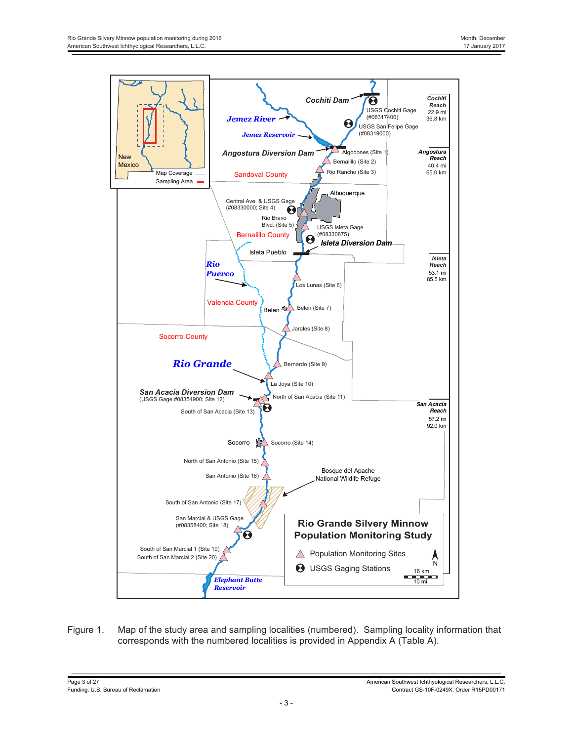Figure 1. Map of the study area and sampling localities (numbered). Sampling locality information that corresponds with the numbered localities is provided in Appendix A (Table A).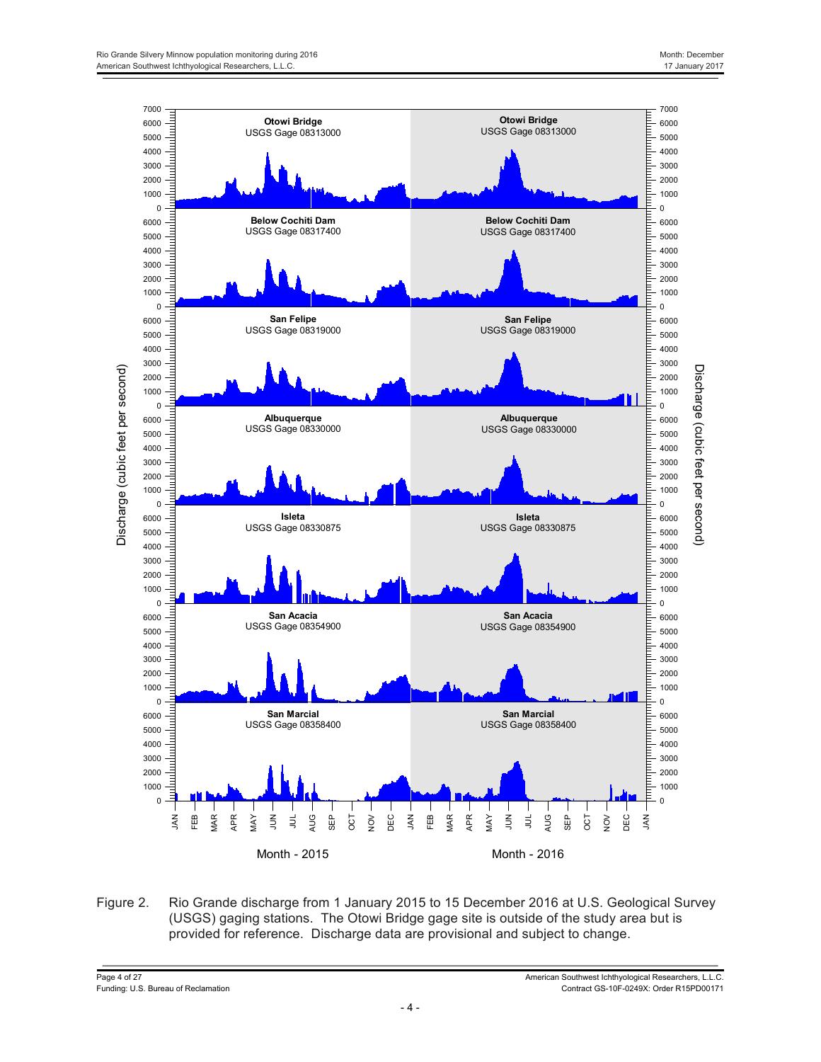Figure 2. Rio Grande discharge from 1 January 2015 to 15 December 2016 at U.S. Geological Survey (USGS) gaging stations. The Otowi Bridge gage site is outside of the study area but is provided for reference. Discharge data are provisional and subject to change.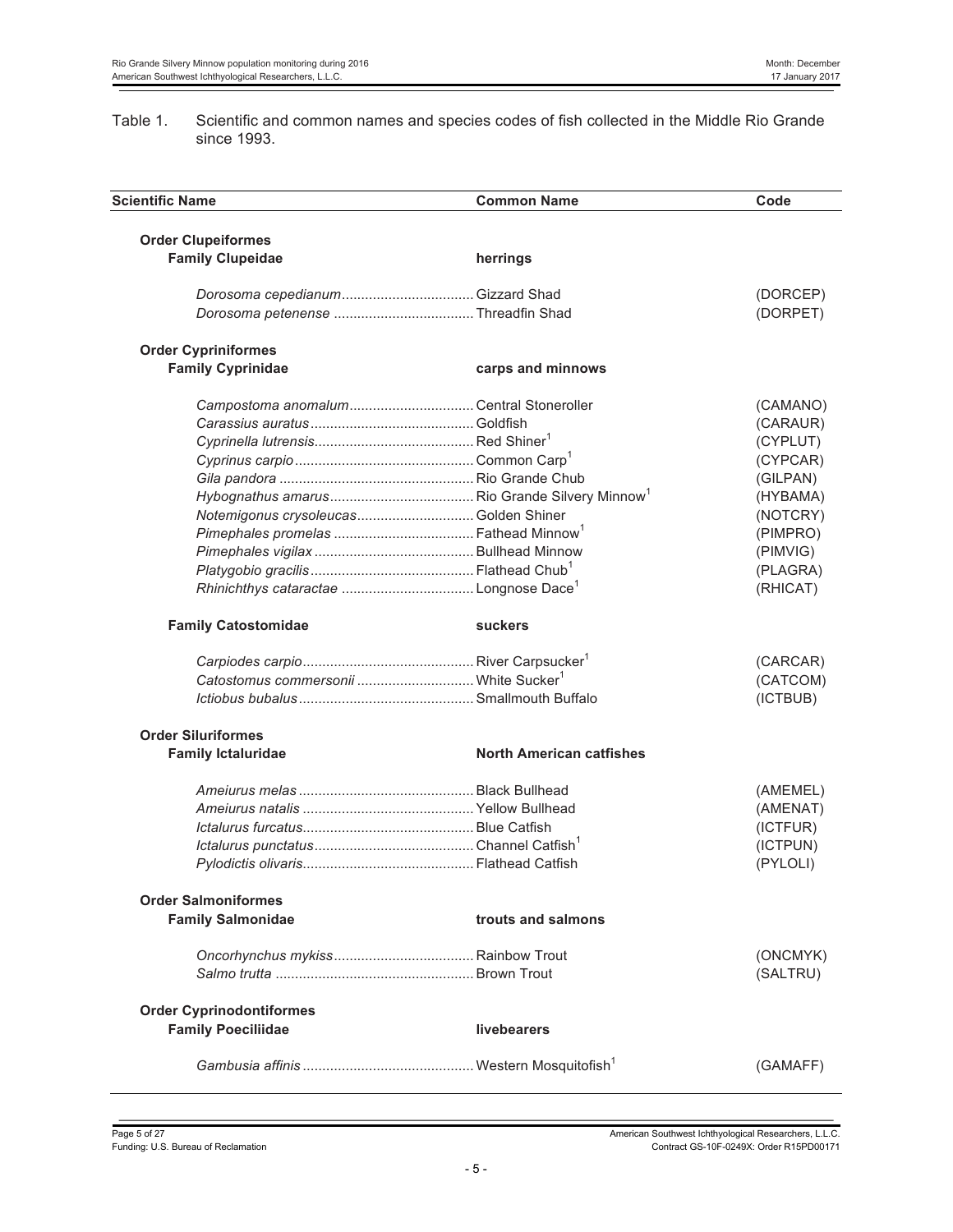Table 1. Scientific and common names and species codes of fish collected in the Middle Rio Grande since 1993.

| Scientific Name | Common Name | Code |
|---|---|---|
| **Order Clupeiformes** | | |
| **Family Clupeidae** | **herrings** | |
| *Dorosoma cepedianum* | Gizzard Shad | (DORCEP) |
| *Dorosoma petenense* | Threadfin Shad | (DORPET) |
| **Order Cypriniformes** | | |
| **Family Cyprinidae** | **carps and minnows** | |
| *Campostoma anomalum* | Central Stoneroller | (CAMANO) |
| *Carassius auratus* | Goldfish | (CARAUR) |
| *Cyprinella lutrensis* | Red Shiner[1] | (CYPLUT) |
| *Cyprinus carpio* | Common Carp[1] | (CYPCAR) |
| *Gila pandora* | Rio Grande Chub | (GILPAN) |
| *Hybognathus amarus* | Rio Grande Silvery Minnow[1] | (HYBAMA) |
| *Notemigonus crysoleucas* | Golden Shiner | (NOTCRY) |
| *Pimephales promelas* | Fathead Minnow[1] | (PIMPRO) |
| *Pimephales vigilax* | Bullhead Minnow | (PIMVIG) |
| *Platygobio gracilis* | Flathead Chub[1] | (PLAGRA) |
| *Rhinichthys cataractae* | Longnose Dace[1] | (RHICAT) |
| **Family Catostomidae** | **suckers** | |
| *Carpiodes carpio* | River Carpsucker[1] | (CARCAR) |
| *Catostomus commersonii* | White Sucker[1] | (CATCOM) |
| *Ictiobus bubalus* | Smallmouth Buffalo | (ICTBUB) |
| **Order Siluriformes** | | |
| **Family Ictaluridae** | **North American catfishes** | |
| *Ameiurus melas* | Black Bullhead | (AMEMEL) |
| *Ameiurus natalis* | Yellow Bullhead | (AMENAT) |
| *Ictalurus furcatus* | Blue Catfish | (ICTFUR) |
| *Ictalurus punctatus* | Channel Catfish[1] | (ICTPUN) |
| *Pylodictis olivaris* | Flathead Catfish | (PYLOLI) |
| **Order Salmoniformes** | | |
| **Family Salmonidae** | **trouts and salmons** | |
| *Oncorhynchus mykiss* | Rainbow Trout | (ONCMYK) |
| *Salmo trutta* | Brown Trout | (SALTRU) |
| **Order Cyprinodontiformes** | | |
| **Family Poeciliidae** | **livebearers** | |
| *Gambusia affinis* | Western Mosquitofish[1] | (GAMAFF) |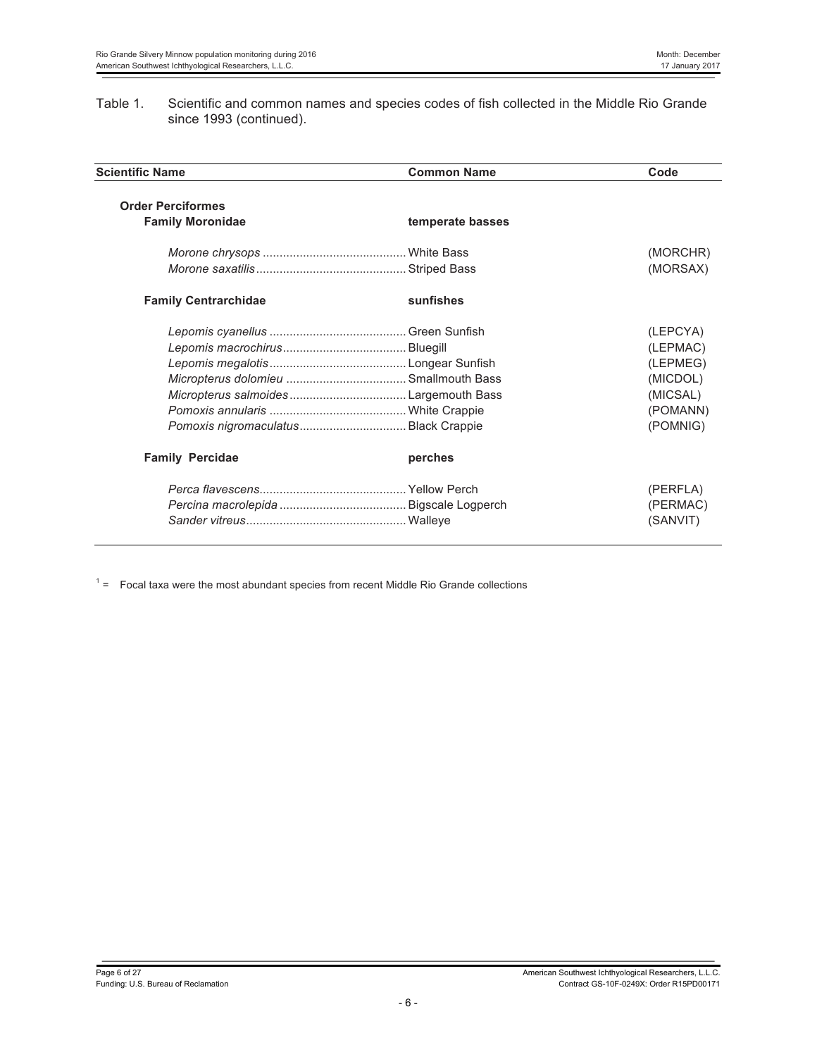Table 1. Scientific and common names and species codes of fish collected in the Middle Rio Grande since 1993 (continued).

| Scientific Name | Common Name | Code |
|---|---|---|
| **Order Perciformes** | | |
| **Family Moronidae** | **temperate basses** | |
| *Morone chrysops* | White Bass | (MORCHR) |
| *Morone saxatilis* | Striped Bass | (MORSAX) |
| **Family Centrarchidae** | **sunfishes** | |
| *Lepomis cyanellus* | Green Sunfish | (LEPCYA) |
| *Lepomis macrochirus* | Bluegill | (LEPMAC) |
| *Lepomis megalotis* | Longear Sunfish | (LEPMEG) |
| *Micropterus dolomieu* | Smallmouth Bass | (MICDOL) |
| *Micropterus salmoides* | Largemouth Bass | (MICSAL) |
| *Pomoxis annularis* | White Crappie | (POMANN) |
| *Pomoxis nigromaculatus* | Black Crappie | (POMNIG) |
| **Family Percidae** | **perches** | |
| *Perca flavescens* | Yellow Perch | (PERFLA) |
| *Percina macrolepida* | Bigscale Logperch | (PERMAC) |
| *Sander vitreus* | Walleye | (SANVIT) |

[1] = Focal taxa were the most abundant species from recent Middle Rio Grande collections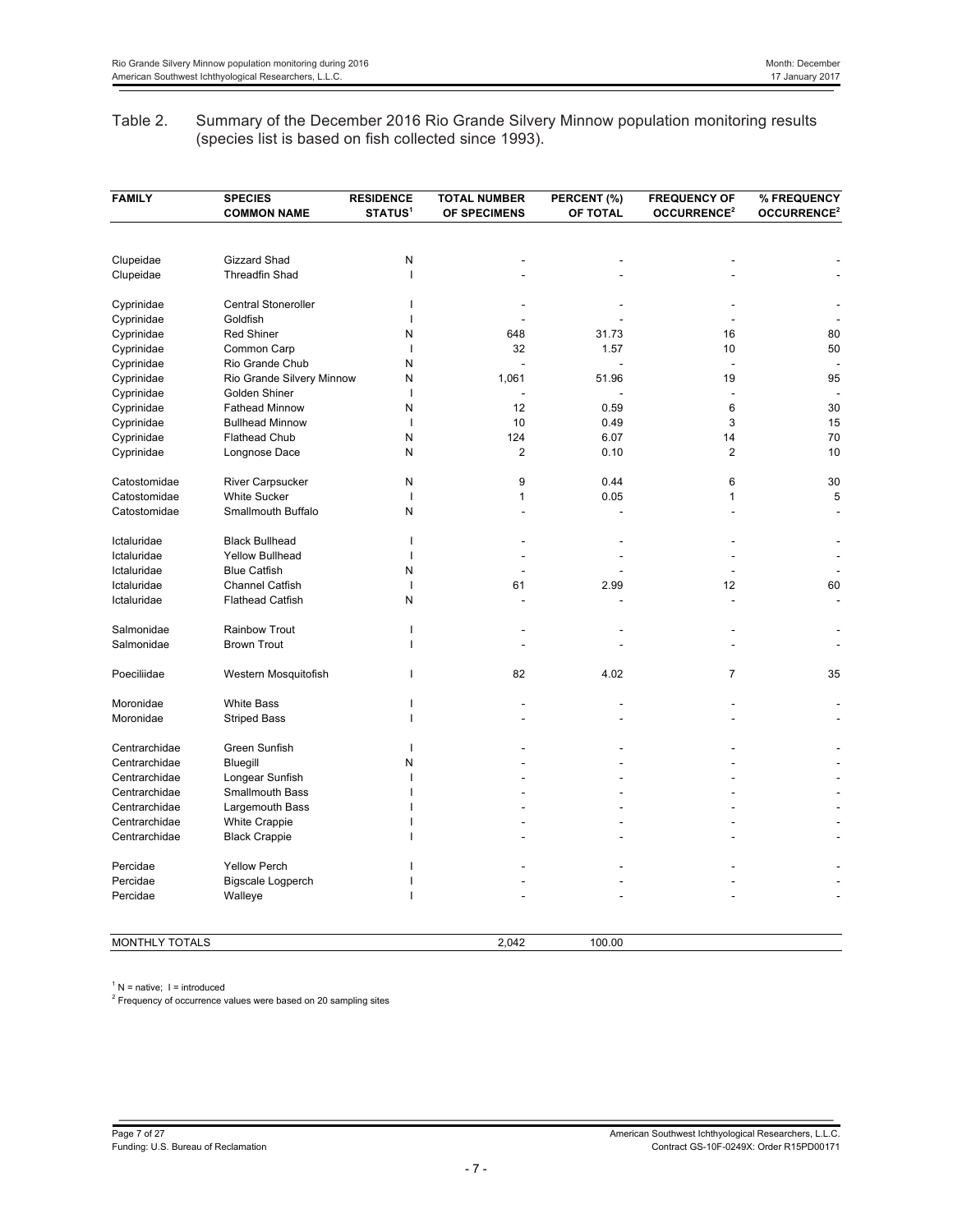Table 2. Summary of the December 2016 Rio Grande Silvery Minnow population monitoring results (species list is based on fish collected since 1993).

| FAMILY | SPECIES COMMON NAME | RESIDENCE STATUS[1] | TOTAL NUMBER OF SPECIMENS | PERCENT (%) OF TOTAL | FREQUENCY OF OCCURRENCE[2] | % FREQUENCY OCCURRENCE[2] |
|---|---|---|---|---|---|---|
| Clupeidae | Gizzard Shad | N | - | - | - | - |
| Clupeidae | Threadfin Shad | I | - | - | - | - |
| Cyprinidae | Central Stoneroller | I | - | - | - | - |
| Cyprinidae | Goldfish | I | - | - | - | - |
| Cyprinidae | Red Shiner | N | 648 | 31.73 | 16 | 80 |
| Cyprinidae | Common Carp | I | 32 | 1.57 | 10 | 50 |
| Cyprinidae | Rio Grande Chub | N | - | - | - | - |
| Cyprinidae | Rio Grande Silvery Minnow | N | 1,061 | 51.96 | 19 | 95 |
| Cyprinidae | Golden Shiner | I | - | - | - | - |
| Cyprinidae | Fathead Minnow | N | 12 | 0.59 | 6 | 30 |
| Cyprinidae | Bullhead Minnow | I | 10 | 0.49 | 3 | 15 |
| Cyprinidae | Flathead Chub | N | 124 | 6.07 | 14 | 70 |
| Cyprinidae | Longnose Dace | N | 2 | 0.10 | 2 | 10 |
| Catostomidae | River Carpsucker | N | 9 | 0.44 | 6 | 30 |
| Catostomidae | White Sucker | I | 1 | 0.05 | 1 | 5 |
| Catostomidae | Smallmouth Buffalo | N | - | - | - | - |
| Ictaluridae | Black Bullhead | I | - | - | - | - |
| Ictaluridae | Yellow Bullhead | I | - | - | - | - |
| Ictaluridae | Blue Catfish | N | - | - | - | - |
| Ictaluridae | Channel Catfish | I | 61 | 2.99 | 12 | 60 |
| Ictaluridae | Flathead Catfish | N | - | - | - | - |
| Salmonidae | Rainbow Trout | I | - | - | - | - |
| Salmonidae | Brown Trout | I | - | - | - | - |
| Poeciliidae | Western Mosquitofish | I | 82 | 4.02 | 7 | 35 |
| Moronidae | White Bass | I | - | - | - | - |
| Moronidae | Striped Bass | I | - | - | - | - |
| Centrarchidae | Green Sunfish | I | - | - | - | - |
| Centrarchidae | Bluegill | N | - | - | - | - |
| Centrarchidae | Longear Sunfish | I | - | - | - | - |
| Centrarchidae | Smallmouth Bass | I | - | - | - | - |
| Centrarchidae | Largemouth Bass | I | - | - | - | - |
| Centrarchidae | White Crappie | I | - | - | - | - |
| Centrarchidae | Black Crappie | I | - | - | - | - |
| Percidae | Yellow Perch | I | - | - | - | - |
| Percidae | Bigscale Logperch | I | - | - | - | - |
| Percidae | Walleye | I | - | - | - | - |
| MONTHLY TOTALS | | | 2,042 | 100.00 | | |

[1] N = native; I = introduced
[2] Frequency of occurrence values were based on 20 sampling sites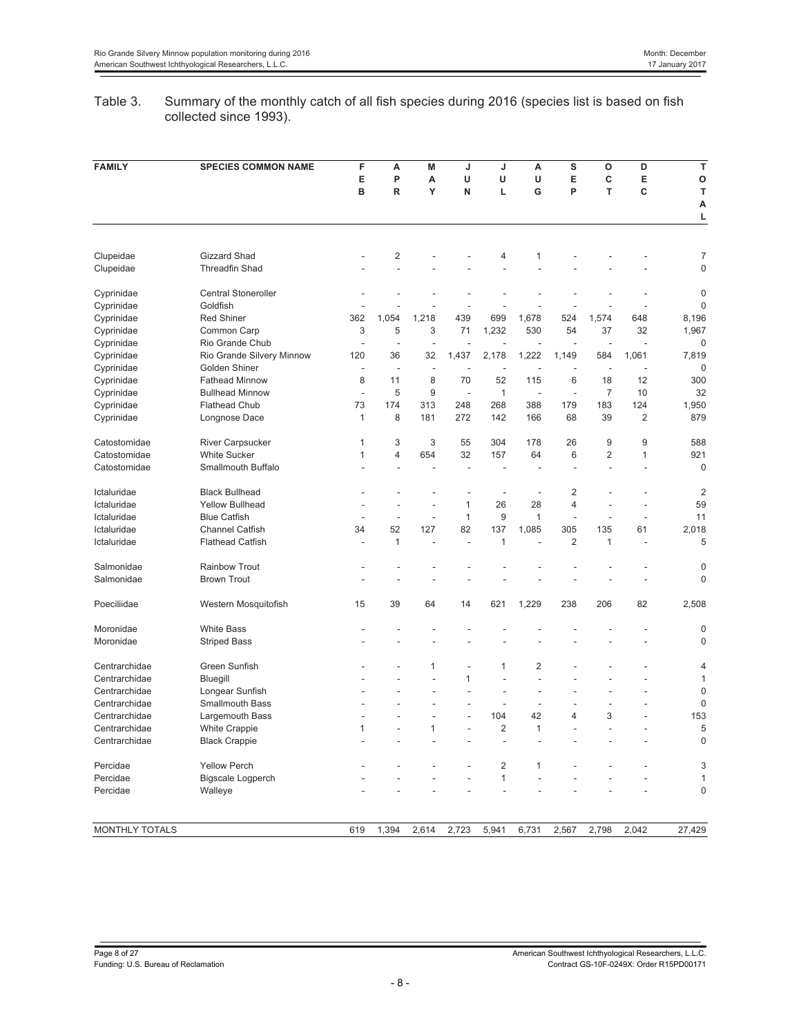Table 3. Summary of the monthly catch of all fish species during 2016 (species list is based on fish collected since 1993).

| FAMILY | SPECIES COMMON NAME | FEB | APR | MAY | JUN | JUL | AUG | SEP | OCT | DEC | TOTAL |
|---|---|---|---|---|---|---|---|---|---|---|---|
| Clupeidae | Gizzard Shad | - | 2 | - | - | 4 | 1 | - | - | - | 7 |
| Clupeidae | Threadfin Shad | - | - | - | - | - | - | - | - | - | 0 |
| Cyprinidae | Central Stoneroller | - | - | - | - | - | - | - | - | - | 0 |
| Cyprinidae | Goldfish | - | - | - | - | - | - | - | - | - | 0 |
| Cyprinidae | Red Shiner | 362 | 1,054 | 1,218 | 439 | 699 | 1,678 | 524 | 1,574 | 648 | 8,196 |
| Cyprinidae | Common Carp | 3 | 5 | 3 | 71 | 1,232 | 530 | 54 | 37 | 32 | 1,967 |
| Cyprinidae | Rio Grande Chub | - | - | - | - | - | - | - | - | - | 0 |
| Cyprinidae | Rio Grande Silvery Minnow | 120 | 36 | 32 | 1,437 | 2,178 | 1,222 | 1,149 | 584 | 1,061 | 7,819 |
| Cyprinidae | Golden Shiner | - | - | - | - | - | - | - | - | - | 0 |
| Cyprinidae | Fathead Minnow | 8 | 11 | 8 | 70 | 52 | 115 | 6 | 18 | 12 | 300 |
| Cyprinidae | Bullhead Minnow | - | 5 | 9 | - | 1 | - | - | 7 | 10 | 32 |
| Cyprinidae | Flathead Chub | 73 | 174 | 313 | 248 | 268 | 388 | 179 | 183 | 124 | 1,950 |
| Cyprinidae | Longnose Dace | 1 | 8 | 181 | 272 | 142 | 166 | 68 | 39 | 2 | 879 |
| Catostomidae | River Carpsucker | 1 | 3 | 3 | 55 | 304 | 178 | 26 | 9 | 9 | 588 |
| Catostomidae | White Sucker | 1 | 4 | 654 | 32 | 157 | 64 | 6 | 2 | 1 | 921 |
| Catostomidae | Smallmouth Buffalo | - | - | - | - | - | - | - | - | - | 0 |
| Ictaluridae | Black Bullhead | - | - | - | - | - | - | 2 | - | - | 2 |
| Ictaluridae | Yellow Bullhead | - | - | - | 1 | 26 | 28 | 4 | - | - | 59 |
| Ictaluridae | Blue Catfish | - | - | - | 1 | 9 | 1 | - | - | - | 11 |
| Ictaluridae | Channel Catfish | 34 | 52 | 127 | 82 | 137 | 1,085 | 305 | 135 | 61 | 2,018 |
| Ictaluridae | Flathead Catfish | - | 1 | - | - | 1 | - | 2 | 1 | - | 5 |
| Salmonidae | Rainbow Trout | - | - | - | - | - | - | - | - | - | 0 |
| Salmonidae | Brown Trout | - | - | - | - | - | - | - | - | - | 0 |
| Poeciliidae | Western Mosquitofish | 15 | 39 | 64 | 14 | 621 | 1,229 | 238 | 206 | 82 | 2,508 |
| Moronidae | White Bass | - | - | - | - | - | - | - | - | - | 0 |
| Moronidae | Striped Bass | - | - | - | - | - | - | - | - | - | 0 |
| Centrarchidae | Green Sunfish | - | - | 1 | - | 1 | 2 | - | - | - | 4 |
| Centrarchidae | Bluegill | - | - | - | 1 | - | - | - | - | - | 1 |
| Centrarchidae | Longear Sunfish | - | - | - | - | - | - | - | - | - | 0 |
| Centrarchidae | Smallmouth Bass | - | - | - | - | - | - | - | - | - | 0 |
| Centrarchidae | Largemouth Bass | - | - | - | - | 104 | 42 | 4 | 3 | - | 153 |
| Centrarchidae | White Crappie | 1 | - | 1 | - | 2 | 1 | - | - | - | 5 |
| Centrarchidae | Black Crappie | - | - | - | - | - | - | - | - | - | 0 |
| Percidae | Yellow Perch | - | - | - | - | 2 | 1 | - | - | - | 3 |
| Percidae | Bigscale Logperch | - | - | - | - | 1 | - | - | - | - | 1 |
| Percidae | Walleye | - | - | - | - | - | - | - | - | - | 0 |
| MONTHLY TOTALS | | 619 | 1,394 | 2,614 | 2,723 | 5,941 | 6,731 | 2,567 | 2,798 | 2,042 | 27,429 |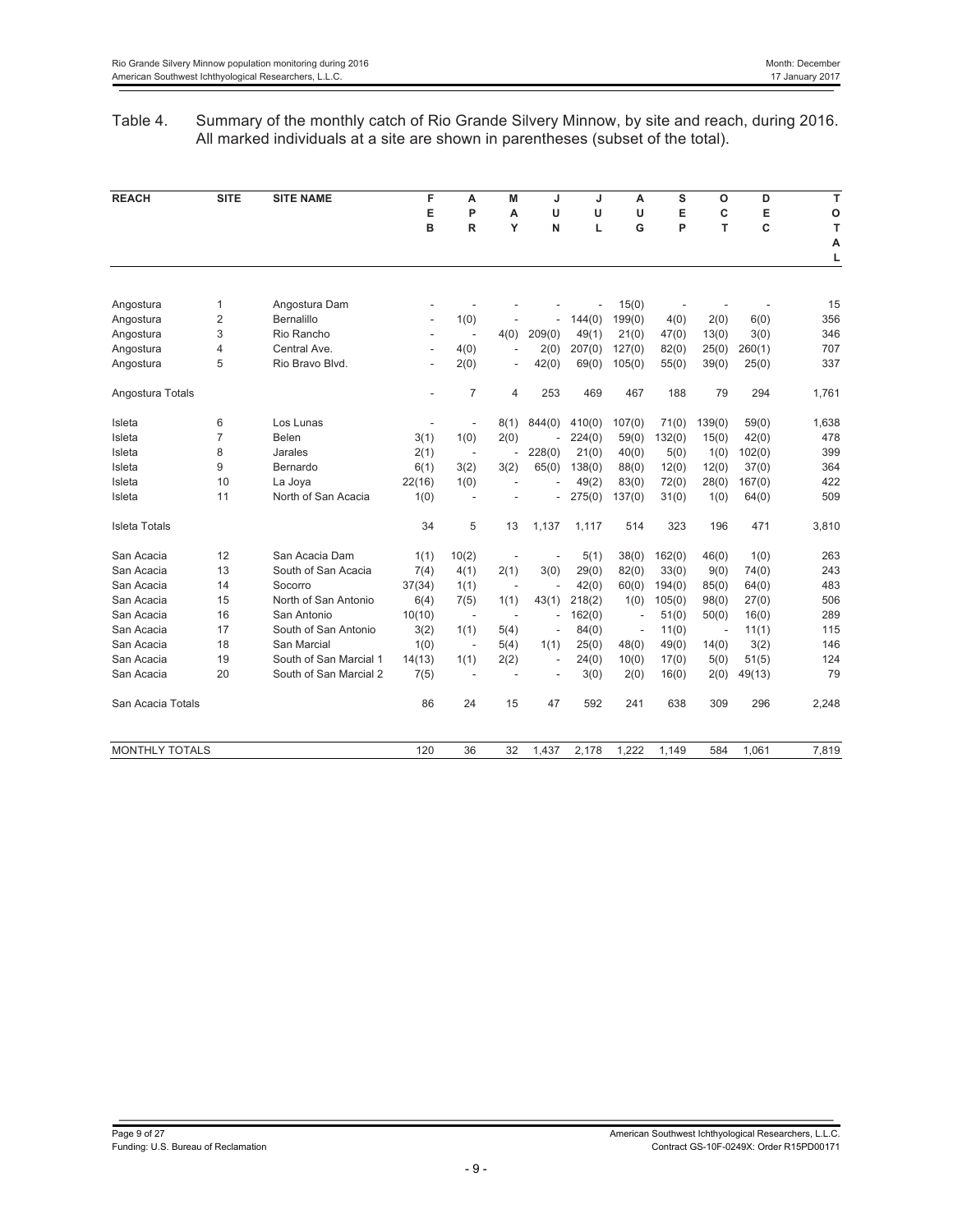Table 4. Summary of the monthly catch of Rio Grande Silvery Minnow, by site and reach, during 2016. All marked individuals at a site are shown in parentheses (subset of the total).

| REACH | SITE | SITE NAME | FEB | APR | MAY | JUN | JUL | AUG | SEP | OCT | DEC | TOTAL |
|---|---|---|---|---|---|---|---|---|---|---|---|---|
| Angostura | 1 | Angostura Dam | - | - | - | - | - | 15(0) | - | - | - | 15 |
| Angostura | 2 | Bernalillo | - | 1(0) | - | - | 144(0) | 199(0) | 4(0) | 2(0) | 6(0) | 356 |
| Angostura | 3 | Rio Rancho | - | - | 4(0) | 209(0) | 49(1) | 21(0) | 47(0) | 13(0) | 3(0) | 346 |
| Angostura | 4 | Central Ave. | - | 4(0) | - | 2(0) | 207(0) | 127(0) | 82(0) | 25(0) | 260(1) | 707 |
| Angostura | 5 | Rio Bravo Blvd. | - | 2(0) | - | 42(0) | 69(0) | 105(0) | 55(0) | 39(0) | 25(0) | 337 |
| Angostura Totals | | | - | 7 | 4 | 253 | 469 | 467 | 188 | 79 | 294 | 1,761 |
| Isleta | 6 | Los Lunas | - | - | 8(1) | 844(0) | 410(0) | 107(0) | 71(0) | 139(0) | 59(0) | 1,638 |
| Isleta | 7 | Belen | 3(1) | 1(0) | 2(0) | - | 224(0) | 59(0) | 132(0) | 15(0) | 42(0) | 478 |
| Isleta | 8 | Jarales | 2(1) | - | - | 228(0) | 21(0) | 40(0) | 5(0) | 1(0) | 102(0) | 399 |
| Isleta | 9 | Bernardo | 6(1) | 3(2) | 3(2) | 65(0) | 138(0) | 88(0) | 12(0) | 12(0) | 37(0) | 364 |
| Isleta | 10 | La Joya | 22(16) | 1(0) | - | - | 49(2) | 83(0) | 72(0) | 28(0) | 167(0) | 422 |
| Isleta | 11 | North of San Acacia | 1(0) | - | - | - | 275(0) | 137(0) | 31(0) | 1(0) | 64(0) | 509 |
| Isleta Totals | | | 34 | 5 | 13 | 1,137 | 1,117 | 514 | 323 | 196 | 471 | 3,810 |
| San Acacia | 12 | San Acacia Dam | 1(1) | 10(2) | - | - | 5(1) | 38(0) | 162(0) | 46(0) | 1(0) | 263 |
| San Acacia | 13 | South of San Acacia | 7(4) | 4(1) | 2(1) | 3(0) | 29(0) | 82(0) | 33(0) | 9(0) | 74(0) | 243 |
| San Acacia | 14 | Socorro | 37(34) | 1(1) | - | - | 42(0) | 60(0) | 194(0) | 85(0) | 64(0) | 483 |
| San Acacia | 15 | North of San Antonio | 6(4) | 7(5) | 1(1) | 43(1) | 218(2) | 1(0) | 105(0) | 98(0) | 27(0) | 506 |
| San Acacia | 16 | San Antonio | 10(10) | - | - | - | 162(0) | - | 51(0) | 50(0) | 16(0) | 289 |
| San Acacia | 17 | South of San Antonio | 3(2) | 1(1) | 5(4) | - | 84(0) | - | 11(0) | - | 11(1) | 115 |
| San Acacia | 18 | San Marcial | 1(0) | - | 5(4) | 1(1) | 25(0) | 48(0) | 49(0) | 14(0) | 3(2) | 146 |
| San Acacia | 19 | South of San Marcial 1 | 14(13) | 1(1) | 2(2) | - | 24(0) | 10(0) | 17(0) | 5(0) | 51(5) | 124 |
| San Acacia | 20 | South of San Marcial 2 | 7(5) | - | - | - | 3(0) | 2(0) | 16(0) | 2(0) | 49(13) | 79 |
| San Acacia Totals | | | 86 | 24 | 15 | 47 | 592 | 241 | 638 | 309 | 296 | 2,248 |
| MONTHLY TOTALS | | | 120 | 36 | 32 | 1,437 | 2,178 | 1,222 | 1,149 | 584 | 1,061 | 7,819 |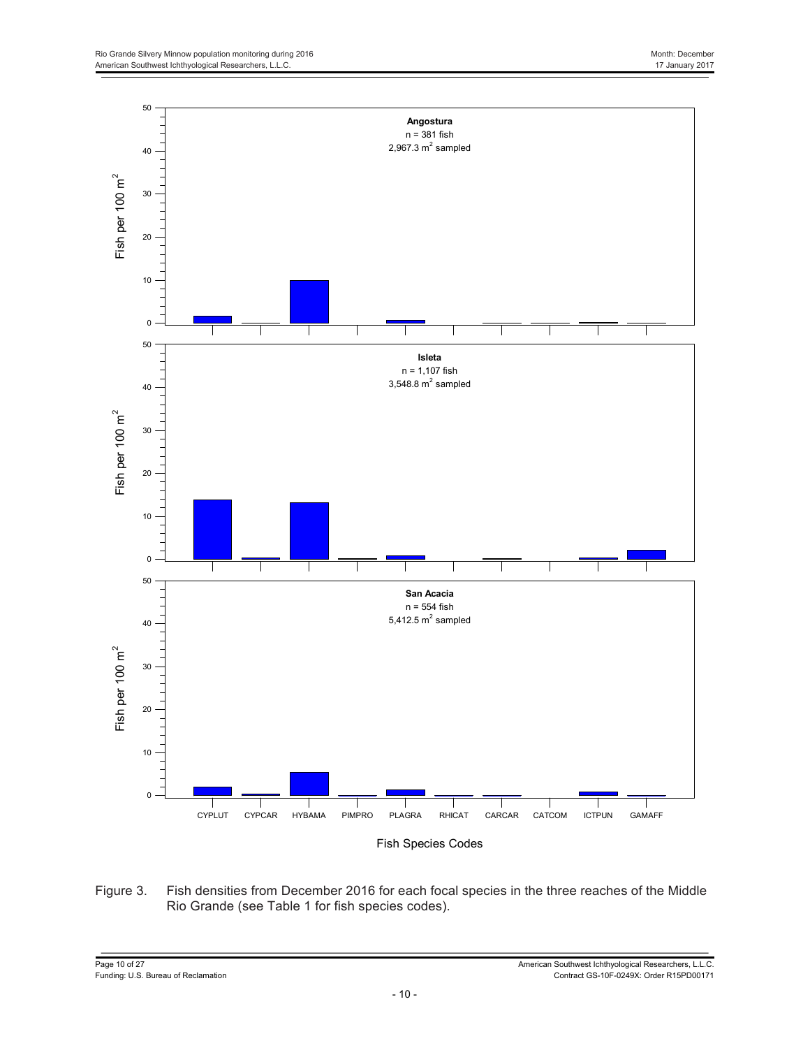Figure 3. Fish densities from December 2016 for each focal species in the three reaches of the Middle Rio Grande (see Table 1 for fish species codes).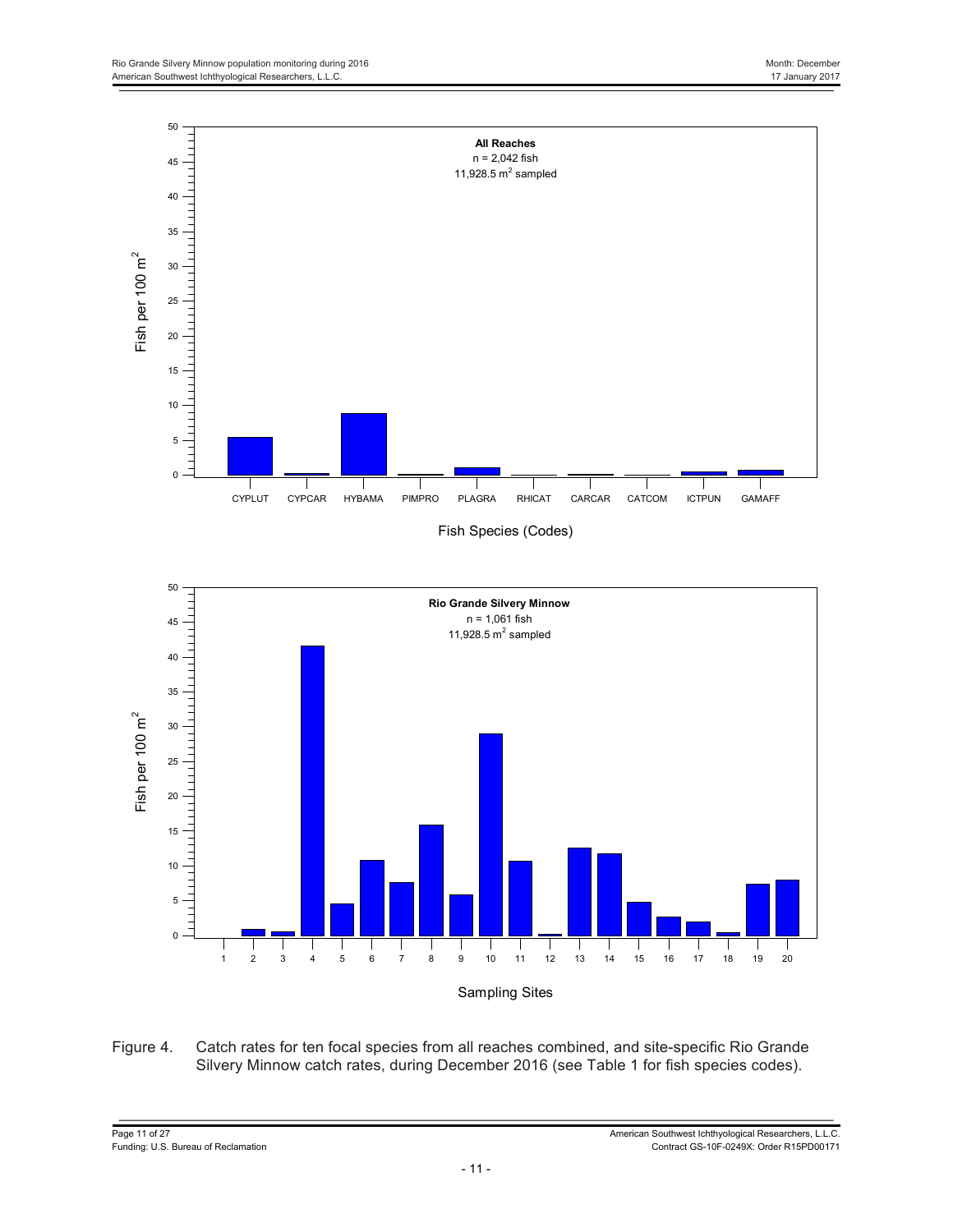Figure 4. Catch rates for ten focal species from all reaches combined, and site-specific Rio Grande Silvery Minnow catch rates, during December 2016 (see Table 1 for fish species codes).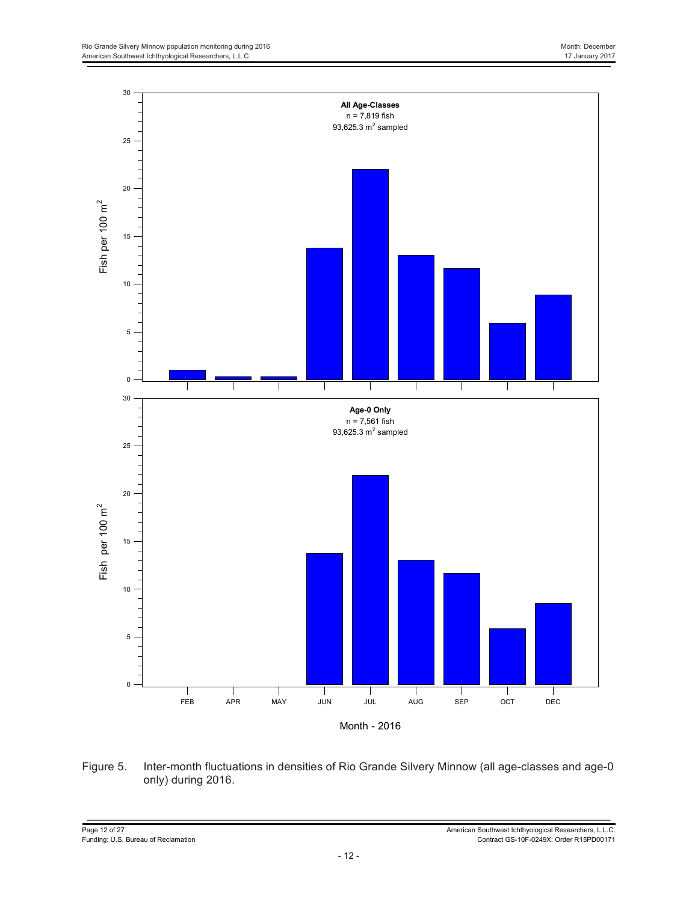Figure 5. Inter-month fluctuations in densities of Rio Grande Silvery Minnow (all age-classes and age-0 only) during 2016.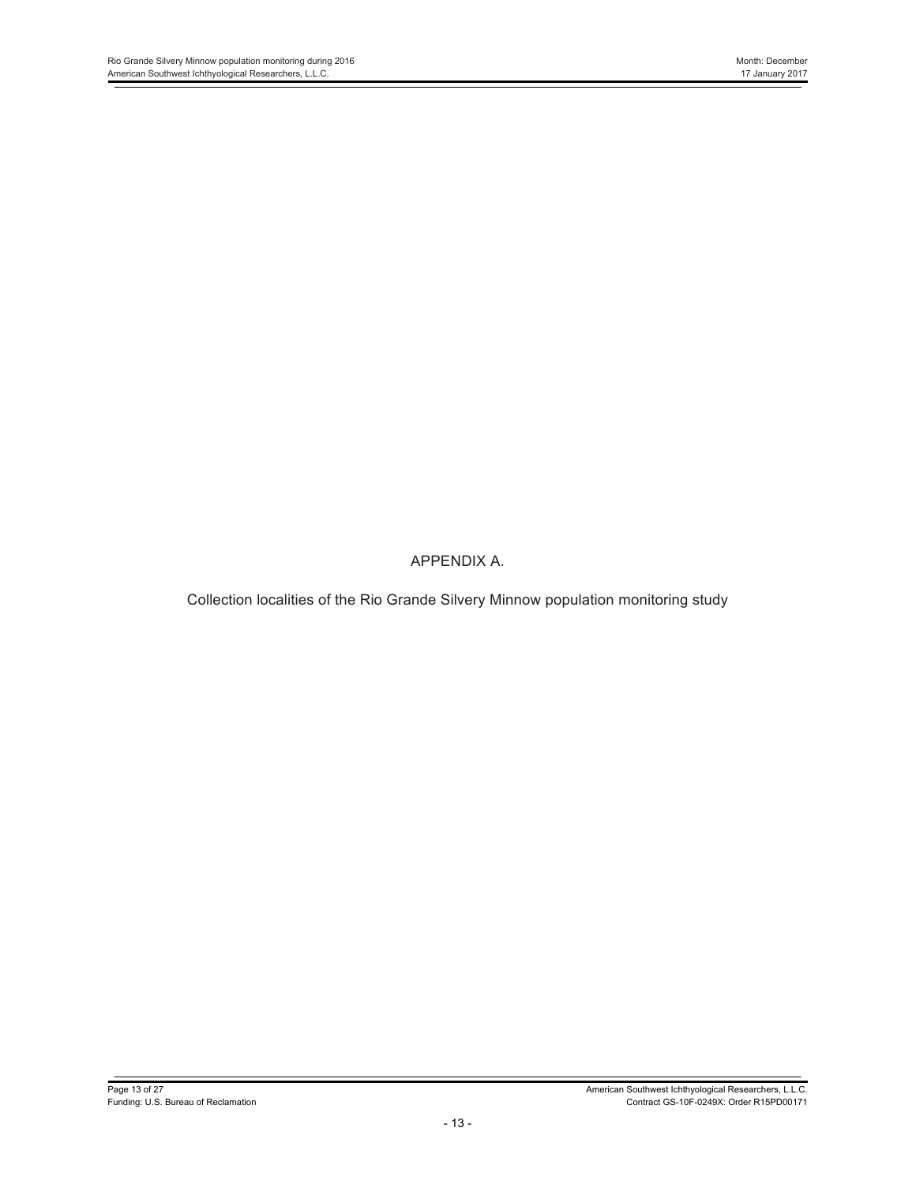# APPENDIX A.

Collection localities of the Rio Grande Silvery Minnow population monitoring study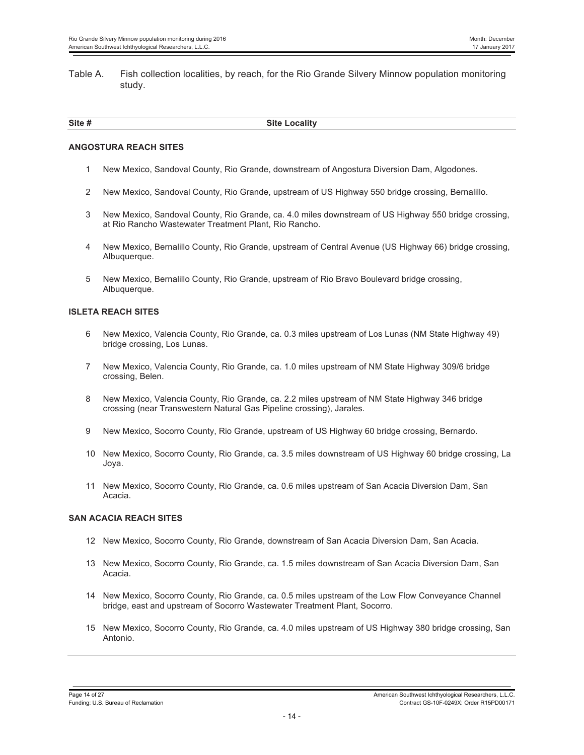Table A. Fish collection localities, by reach, for the Rio Grande Silvery Minnow population monitoring study.

| Site # | Site Locality |
| --- | --- |
| **ANGOSTURA REACH SITES** | |
| 1 | New Mexico, Sandoval County, Rio Grande, downstream of Angostura Diversion Dam, Algodones. |
| 2 | New Mexico, Sandoval County, Rio Grande, upstream of US Highway 550 bridge crossing, Bernalillo. |
| 3 | New Mexico, Sandoval County, Rio Grande, ca. 4.0 miles downstream of US Highway 550 bridge crossing, at Rio Rancho Wastewater Treatment Plant, Rio Rancho. |
| 4 | New Mexico, Bernalillo County, Rio Grande, upstream of Central Avenue (US Highway 66) bridge crossing, Albuquerque. |
| 5 | New Mexico, Bernalillo County, Rio Grande, upstream of Rio Bravo Boulevard bridge crossing, Albuquerque. |
| **ISLETA REACH SITES** | |
| 6 | New Mexico, Valencia County, Rio Grande, ca. 0.3 miles upstream of Los Lunas (NM State Highway 49) bridge crossing, Los Lunas. |
| 7 | New Mexico, Valencia County, Rio Grande, ca. 1.0 miles upstream of NM State Highway 309/6 bridge crossing, Belen. |
| 8 | New Mexico, Valencia County, Rio Grande, ca. 2.2 miles upstream of NM State Highway 346 bridge crossing (near Transwestern Natural Gas Pipeline crossing), Jarales. |
| 9 | New Mexico, Socorro County, Rio Grande, upstream of US Highway 60 bridge crossing, Bernardo. |
| 10 | New Mexico, Socorro County, Rio Grande, ca. 3.5 miles downstream of US Highway 60 bridge crossing, La Joya. |
| 11 | New Mexico, Socorro County, Rio Grande, ca. 0.6 miles upstream of San Acacia Diversion Dam, San Acacia. |
| **SAN ACACIA REACH SITES** | |
| 12 | New Mexico, Socorro County, Rio Grande, downstream of San Acacia Diversion Dam, San Acacia. |
| 13 | New Mexico, Socorro County, Rio Grande, ca. 1.5 miles downstream of San Acacia Diversion Dam, San Acacia. |
| 14 | New Mexico, Socorro County, Rio Grande, ca. 0.5 miles upstream of the Low Flow Conveyance Channel bridge, east and upstream of Socorro Wastewater Treatment Plant, Socorro. |
| 15 | New Mexico, Socorro County, Rio Grande, ca. 4.0 miles upstream of US Highway 380 bridge crossing, San Antonio. |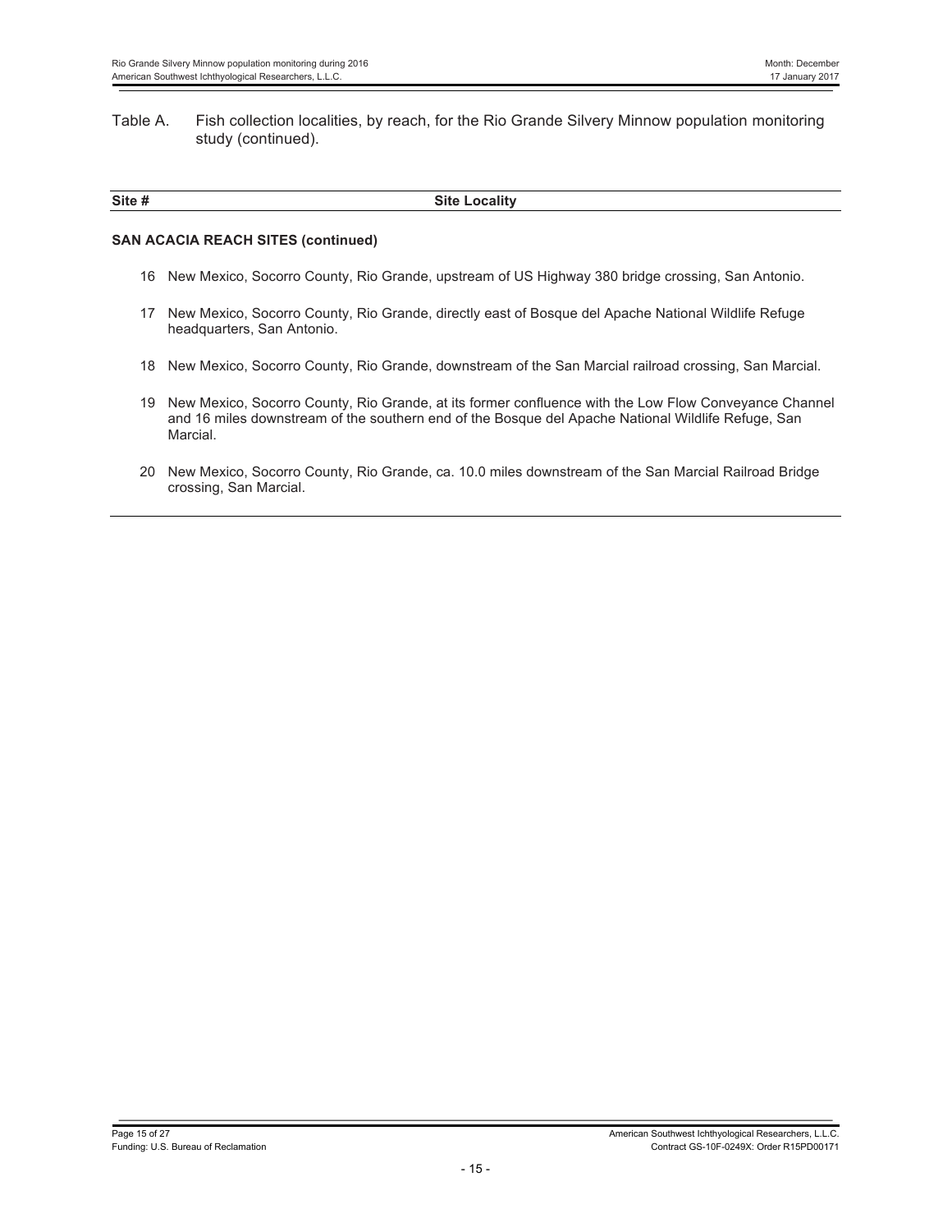Table A. Fish collection localities, by reach, for the Rio Grande Silvery Minnow population monitoring study (continued).

| Site # | Site Locality |
|---|---|
| **SAN ACACIA REACH SITES (continued)** | |
| 16 | New Mexico, Socorro County, Rio Grande, upstream of US Highway 380 bridge crossing, San Antonio. |
| 17 | New Mexico, Socorro County, Rio Grande, directly east of Bosque del Apache National Wildlife Refuge headquarters, San Antonio. |
| 18 | New Mexico, Socorro County, Rio Grande, downstream of the San Marcial railroad crossing, San Marcial. |
| 19 | New Mexico, Socorro County, Rio Grande, at its former confluence with the Low Flow Conveyance Channel and 16 miles downstream of the southern end of the Bosque del Apache National Wildlife Refuge, San Marcial. |
| 20 | New Mexico, Socorro County, Rio Grande, ca. 10.0 miles downstream of the San Marcial Railroad Bridge crossing, San Marcial. |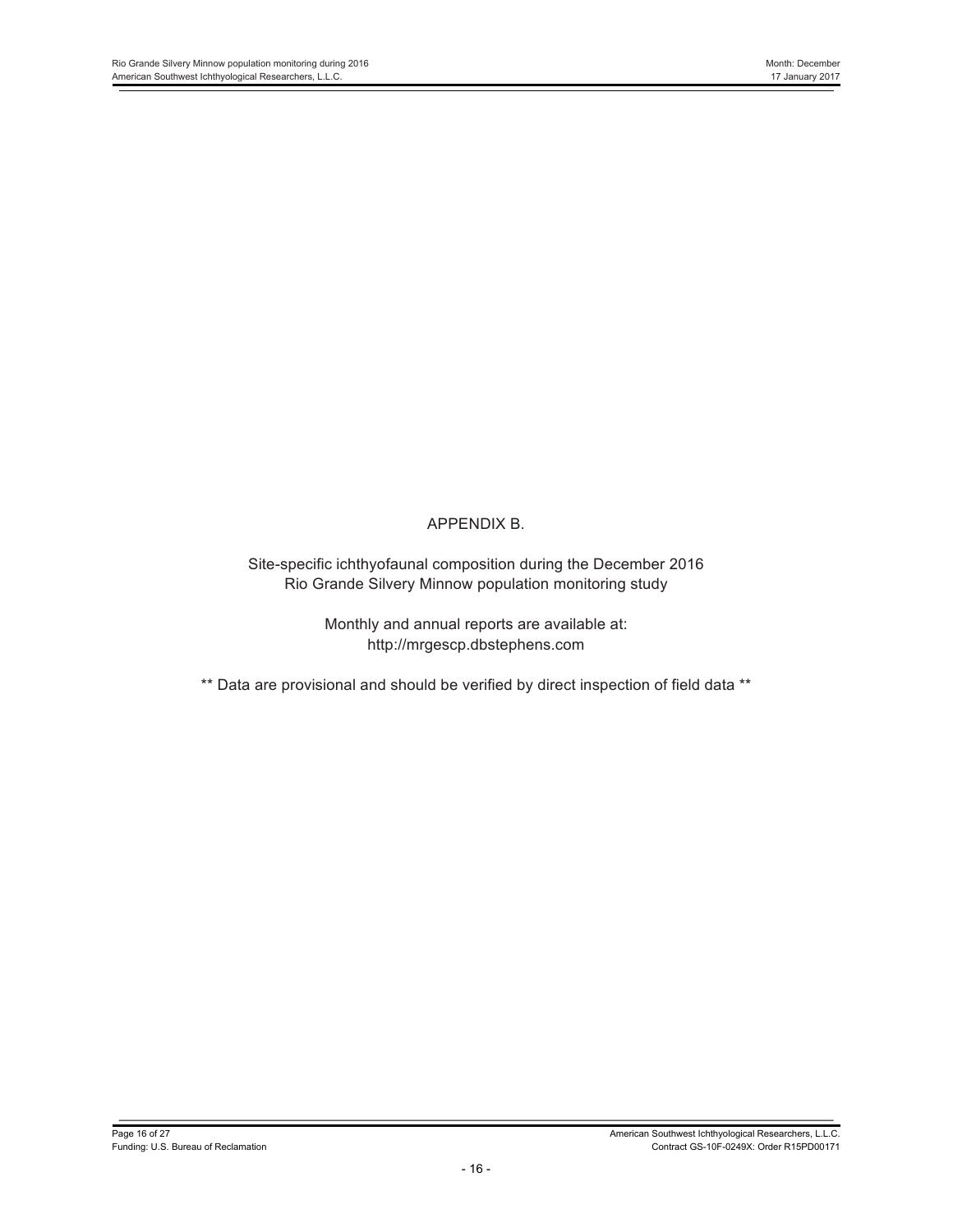# APPENDIX B.

Site-specific ichthyofaunal composition during the December 2016 Rio Grande Silvery Minnow population monitoring study

Monthly and annual reports are available at: http://mrgescp.dbstephens.com

** Data are provisional and should be verified by direct inspection of field data **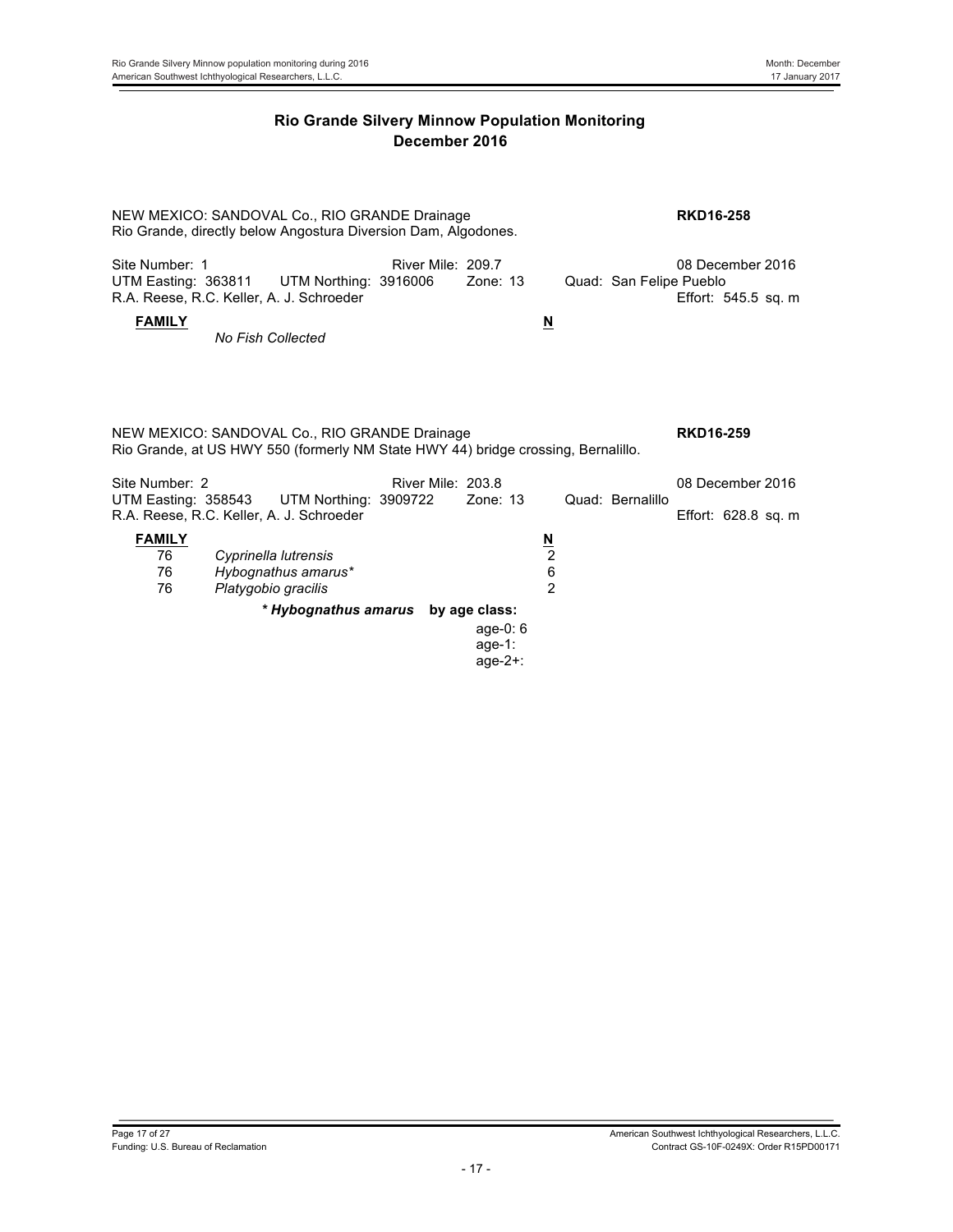## Rio Grande Silvery Minnow Population Monitoring
## December 2016

NEW MEXICO: SANDOVAL Co., RIO GRANDE Drainage **RKD16-258**
Rio Grande, directly below Angostura Diversion Dam, Algodones.

Site Number: 1 River Mile: 209.7 08 December 2016
UTM Easting: 363811 UTM Northing: 3916006 Zone: 13 Quad: San Felipe Pueblo
R.A. Reese, R.C. Keller, A. J. Schroeder Effort: 545.5 sq. m

| **FAMILY** | | **N** |
|---|---|---|
| | *No Fish Collected* | |

NEW MEXICO: SANDOVAL Co., RIO GRANDE Drainage **RKD16-259**
Rio Grande, at US HWY 550 (formerly NM State HWY 44) bridge crossing, Bernalillo.

Site Number: 2 River Mile: 203.8 08 December 2016
UTM Easting: 358543 UTM Northing: 3909722 Zone: 13 Quad: Bernalillo
R.A. Reese, R.C. Keller, A. J. Schroeder Effort: 628.8 sq. m

| **FAMILY** | | **N** |
|---|---|---|
| 76 | *Cyprinella lutrensis* | 2 |
| 76 | *Hybognathus amarus** | 6 |
| 76 | *Platygobio gracilis* | 2 |

***Hybognathus amarus* by age class:**

age-0: 6
age-1:
age-2+: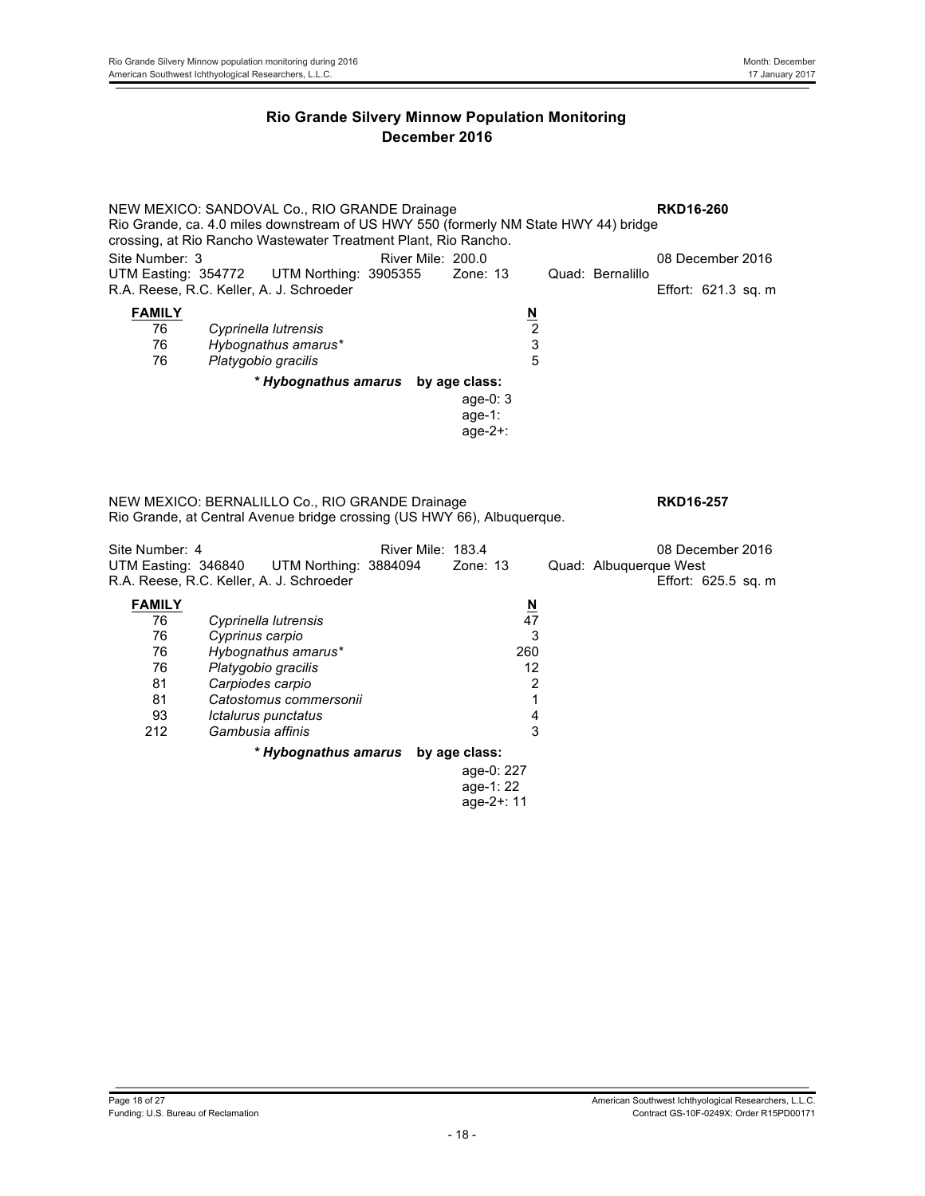## Rio Grande Silvery Minnow Population Monitoring
## December 2016

NEW MEXICO: SANDOVAL Co., RIO GRANDE Drainage **RKD16-260**
Rio Grande, ca. 4.0 miles downstream of US HWY 550 (formerly NM State HWY 44) bridge crossing, at Rio Rancho Wastewater Treatment Plant, Rio Rancho.

Site Number: 3 River Mile: 200.0 08 December 2016
UTM Easting: 354772 UTM Northing: 3905355 Zone: 13 Quad: Bernalillo
R.A. Reese, R.C. Keller, A. J. Schroeder Effort: 621.3 sq. m

| FAMILY | | N |
|---|---|---|
| 76 | *Cyprinella lutrensis* | 2 |
| 76 | *Hybognathus amarus** | 3 |
| 76 | *Platygobio gracilis* | 5 |

** Hybognathus amarus*** **by age class:**

age-0: 3
age-1:
age-2+:

NEW MEXICO: BERNALILLO Co., RIO GRANDE Drainage **RKD16-257**
Rio Grande, at Central Avenue bridge crossing (US HWY 66), Albuquerque.

Site Number: 4 River Mile: 183.4 08 December 2016
UTM Easting: 346840 UTM Northing: 3884094 Zone: 13 Quad: Albuquerque West
R.A. Reese, R.C. Keller, A. J. Schroeder Effort: 625.5 sq. m

| FAMILY | | N |
|---|---|---|
| 76 | *Cyprinella lutrensis* | 47 |
| 76 | *Cyprinus carpio* | 3 |
| 76 | *Hybognathus amarus** | 260 |
| 76 | *Platygobio gracilis* | 12 |
| 81 | *Carpiodes carpio* | 2 |
| 81 | *Catostomus commersonii* | 1 |
| 93 | *Ictalurus punctatus* | 4 |
| 212 | *Gambusia affinis* | 3 |

** Hybognathus amarus*** **by age class:**

age-0: 227
age-1: 22
age-2+: 11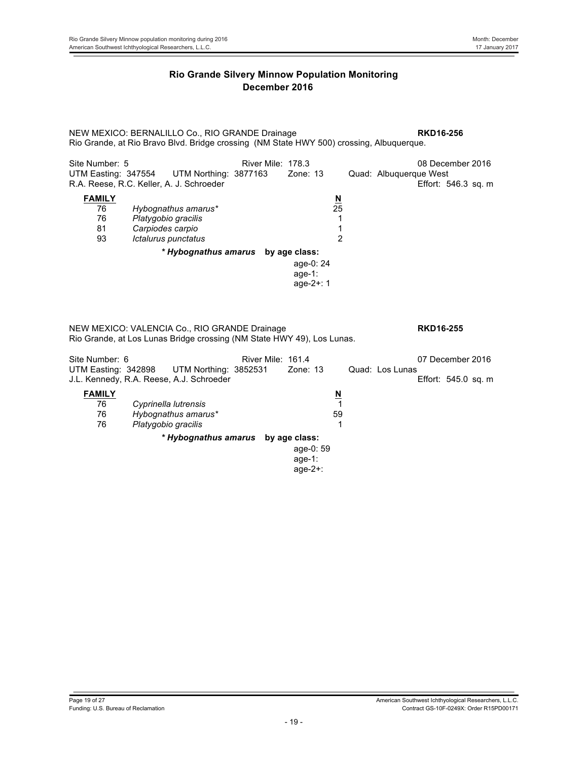## Rio Grande Silvery Minnow Population Monitoring
## December 2016

NEW MEXICO: BERNALILLO Co., RIO GRANDE Drainage **RKD16-256**
Rio Grande, at Rio Bravo Blvd. Bridge crossing (NM State HWY 500) crossing, Albuquerque.

Site Number: 5 River Mile: 178.3 08 December 2016
UTM Easting: 347554 UTM Northing: 3877163 Zone: 13 Quad: Albuquerque West
R.A. Reese, R.C. Keller, A. J. Schroeder Effort: 546.3 sq. m

| FAMILY | | N |
|---|---|---|
| 76 | *Hybognathus amarus** | 25 |
| 76 | *Platygobio gracilis* | 1 |
| 81 | *Carpiodes carpio* | 1 |
| 93 | *Ictalurus punctatus* | 2 |

***Hybognathus amarus*** **by age class:**
age-0: 24
age-1:
age-2+: 1

NEW MEXICO: VALENCIA Co., RIO GRANDE Drainage **RKD16-255**
Rio Grande, at Los Lunas Bridge crossing (NM State HWY 49), Los Lunas.

Site Number: 6 River Mile: 161.4 07 December 2016
UTM Easting: 342898 UTM Northing: 3852531 Zone: 13 Quad: Los Lunas
J.L. Kennedy, R.A. Reese, A.J. Schroeder Effort: 545.0 sq. m

| FAMILY | | N |
|---|---|---|
| 76 | *Cyprinella lutrensis* | 1 |
| 76 | *Hybognathus amarus** | 59 |
| 76 | *Platygobio gracilis* | 1 |

***Hybognathus amarus*** **by age class:**
age-0: 59
age-1:
age-2+: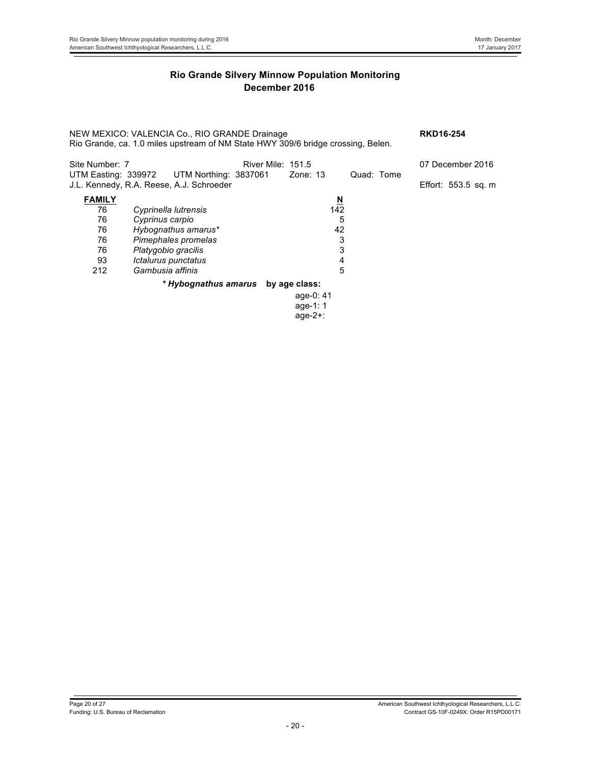## Rio Grande Silvery Minnow Population Monitoring
## December 2016

NEW MEXICO: VALENCIA Co., RIO GRANDE Drainage **RKD16-254**
Rio Grande, ca. 1.0 miles upstream of NM State HWY 309/6 bridge crossing, Belen.

Site Number: 7 River Mile: 151.5 07 December 2016
UTM Easting: 339972 UTM Northing: 3837061 Zone: 13 Quad: Tome
J.L. Kennedy, R.A. Reese, A.J. Schroeder Effort: 553.5 sq. m

| FAMILY | | N |
|---|---|---|
| 76 | *Cyprinella lutrensis* | 142 |
| 76 | *Cyprinus carpio* | 5 |
| 76 | *Hybognathus amarus** | 42 |
| 76 | *Pimephales promelas* | 3 |
| 76 | *Platygobio gracilis* | 3 |
| 93 | *Ictalurus punctatus* | 4 |
| 212 | *Gambusia affinis* | 5 |

***Hybognathus amarus* by age class:**

age-0: 41
age-1: 1
age-2+: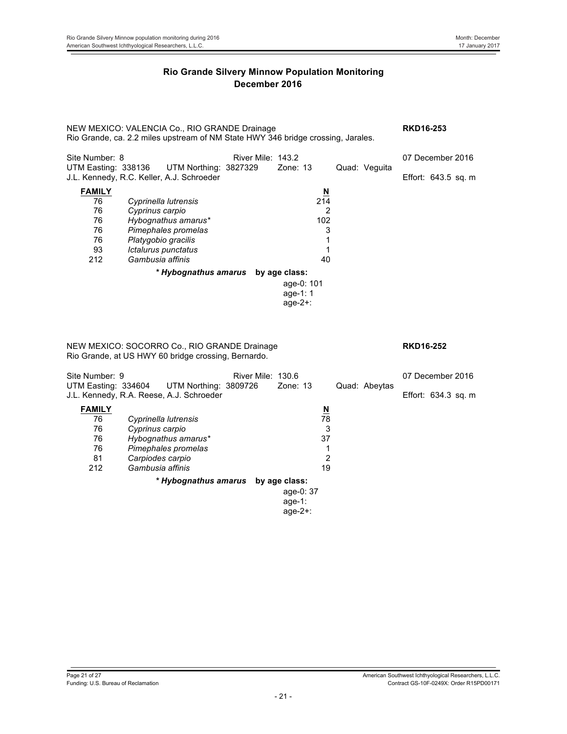## Rio Grande Silvery Minnow Population Monitoring
## December 2016

NEW MEXICO: VALENCIA Co., RIO GRANDE Drainage **RKD16-253**
Rio Grande, ca. 2.2 miles upstream of NM State HWY 346 bridge crossing, Jarales.

Site Number: 8 River Mile: 143.2 07 December 2016
UTM Easting: 338136 UTM Northing: 3827329 Zone: 13 Quad: Veguita
J.L. Kennedy, R.C. Keller, A.J. Schroeder Effort: 643.5 sq. m

| FAMILY | | N |
|---|---|---|
| 76 | *Cyprinella lutrensis* | 214 |
| 76 | *Cyprinus carpio* | 2 |
| 76 | *Hybognathus amarus** | 102 |
| 76 | *Pimephales promelas* | 3 |
| 76 | *Platygobio gracilis* | 1 |
| 93 | *Ictalurus punctatus* | 1 |
| 212 | *Gambusia affinis* | 40 |

***Hybognathus amarus* by age class:**
age-0: 101
age-1: 1
age-2+:

NEW MEXICO: SOCORRO Co., RIO GRANDE Drainage **RKD16-252**
Rio Grande, at US HWY 60 bridge crossing, Bernardo.

Site Number: 9 River Mile: 130.6 07 December 2016
UTM Easting: 334604 UTM Northing: 3809726 Zone: 13 Quad: Abeytas
J.L. Kennedy, R.A. Reese, A.J. Schroeder Effort: 634.3 sq. m

| FAMILY | | N |
|---|---|---|
| 76 | *Cyprinella lutrensis* | 78 |
| 76 | *Cyprinus carpio* | 3 |
| 76 | *Hybognathus amarus** | 37 |
| 76 | *Pimephales promelas* | 1 |
| 81 | *Carpiodes carpio* | 2 |
| 212 | *Gambusia affinis* | 19 |

***Hybognathus amarus* by age class:**
age-0: 37
age-1:
age-2+: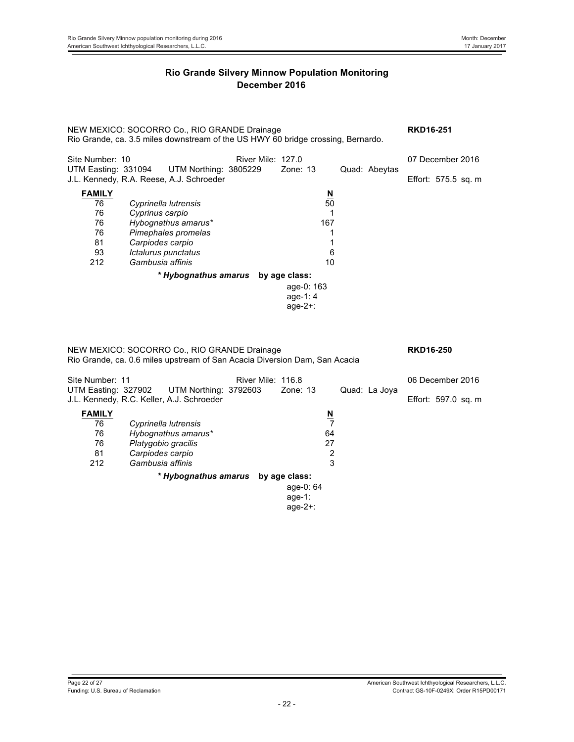## Rio Grande Silvery Minnow Population Monitoring
## December 2016

NEW MEXICO: SOCORRO Co., RIO GRANDE Drainage **RKD16-251**

Rio Grande, ca. 3.5 miles downstream of the US HWY 60 bridge crossing, Bernardo.

Site Number: 10 River Mile: 127.0 07 December 2016

UTM Easting: 331094 UTM Northing: 3805229 Zone: 13 Quad: Abeytas

J.L. Kennedy, R.A. Reese, A.J. Schroeder Effort: 575.5 sq. m

| FAMILY | | N |
|---|---|---|
| 76 | *Cyprinella lutrensis* | 50 |
| 76 | *Cyprinus carpio* | 1 |
| 76 | *Hybognathus amarus** | 167 |
| 76 | *Pimephales promelas* | 1 |
| 81 | *Carpiodes carpio* | 1 |
| 93 | *Ictalurus punctatus* | 6 |
| 212 | *Gambusia affinis* | 10 |

***Hybognathus amarus*** **by age class:**

age-0: 163
age-1: 4
age-2+:

NEW MEXICO: SOCORRO Co., RIO GRANDE Drainage **RKD16-250**

Rio Grande, ca. 0.6 miles upstream of San Acacia Diversion Dam, San Acacia

Site Number: 11 River Mile: 116.8 06 December 2016

UTM Easting: 327902 UTM Northing: 3792603 Zone: 13 Quad: La Joya

J.L. Kennedy, R.C. Keller, A.J. Schroeder Effort: 597.0 sq. m

| FAMILY | | N |
|---|---|---|
| 76 | *Cyprinella lutrensis* | 7 |
| 76 | *Hybognathus amarus** | 64 |
| 76 | *Platygobio gracilis* | 27 |
| 81 | *Carpiodes carpio* | 2 |
| 212 | *Gambusia affinis* | 3 |

***Hybognathus amarus*** **by age class:**

age-0: 64
age-1:
age-2+: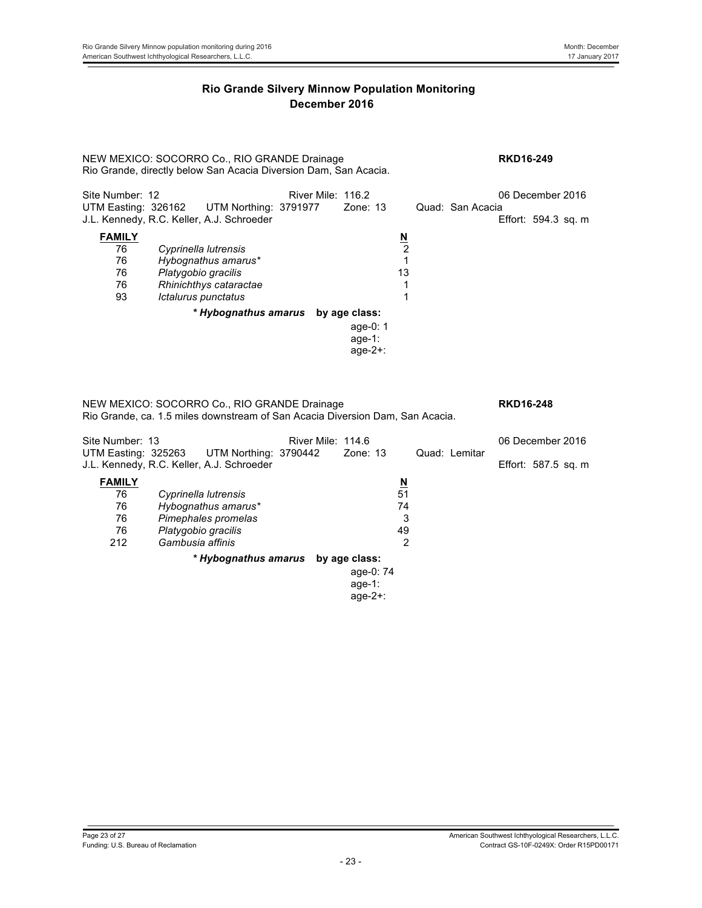## Rio Grande Silvery Minnow Population Monitoring
## December 2016

NEW MEXICO: SOCORRO Co., RIO GRANDE Drainage **RKD16-249**
Rio Grande, directly below San Acacia Diversion Dam, San Acacia.

Site Number: 12 River Mile: 116.2 06 December 2016
UTM Easting: 326162 UTM Northing: 3791977 Zone: 13 Quad: San Acacia
J.L. Kennedy, R.C. Keller, A.J. Schroeder Effort: 594.3 sq. m

| FAMILY | | N |
|---|---|---|
| 76 | *Cyprinella lutrensis* | 2 |
| 76 | *Hybognathus amarus** | 1 |
| 76 | *Platygobio gracilis* | 13 |
| 76 | *Rhinichthys cataractae* | 1 |
| 93 | *Ictalurus punctatus* | 1 |

***Hybognathus amarus* by age class:**

age-0: 1
age-1:
age-2+:

NEW MEXICO: SOCORRO Co., RIO GRANDE Drainage **RKD16-248**
Rio Grande, ca. 1.5 miles downstream of San Acacia Diversion Dam, San Acacia.

Site Number: 13 River Mile: 114.6 06 December 2016
UTM Easting: 325263 UTM Northing: 3790442 Zone: 13 Quad: Lemitar
J.L. Kennedy, R.C. Keller, A.J. Schroeder Effort: 587.5 sq. m

| FAMILY | | N |
|---|---|---|
| 76 | *Cyprinella lutrensis* | 51 |
| 76 | *Hybognathus amarus** | 74 |
| 76 | *Pimephales promelas* | 3 |
| 76 | *Platygobio gracilis* | 49 |
| 212 | *Gambusia affinis* | 2 |

***Hybognathus amarus* by age class:**

age-0: 74
age-1:
age-2+: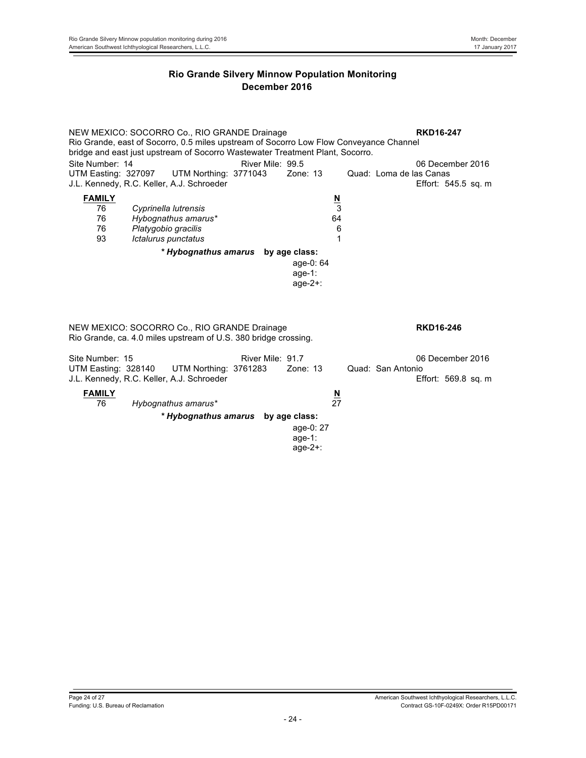# Rio Grande Silvery Minnow Population Monitoring
## December 2016

NEW MEXICO: SOCORRO Co., RIO GRANDE Drainage **RKD16-247**

Rio Grande, east of Socorro, 0.5 miles upstream of Socorro Low Flow Conveyance Channel bridge and east just upstream of Socorro Wastewater Treatment Plant, Socorro.

Site Number: 14 River Mile: 99.5 06 December 2016

UTM Easting: 327097 UTM Northing: 3771043 Zone: 13 Quad: Loma de las Canas

J.L. Kennedy, R.C. Keller, A.J. Schroeder Effort: 545.5 sq. m

| FAMILY | | N |
|---|---|---|
| 76 | *Cyprinella lutrensis* | 3 |
| 76 | *Hybognathus amarus** | 64 |
| 76 | *Platygobio gracilis* | 6 |
| 93 | *Ictalurus punctatus* | 1 |

*** *Hybognathus amarus* by age class:**

age-0: 64
age-1:
age-2+:

NEW MEXICO: SOCORRO Co., RIO GRANDE Drainage **RKD16-246**

Rio Grande, ca. 4.0 miles upstream of U.S. 380 bridge crossing.

Site Number: 15 River Mile: 91.7 06 December 2016

UTM Easting: 328140 UTM Northing: 3761283 Zone: 13 Quad: San Antonio

J.L. Kennedy, R.C. Keller, A.J. Schroeder Effort: 569.8 sq. m

| FAMILY | | N |
|---|---|---|
| 76 | *Hybognathus amarus** | 27 |

*** *Hybognathus amarus* by age class:**

age-0: 27
age-1:
age-2+: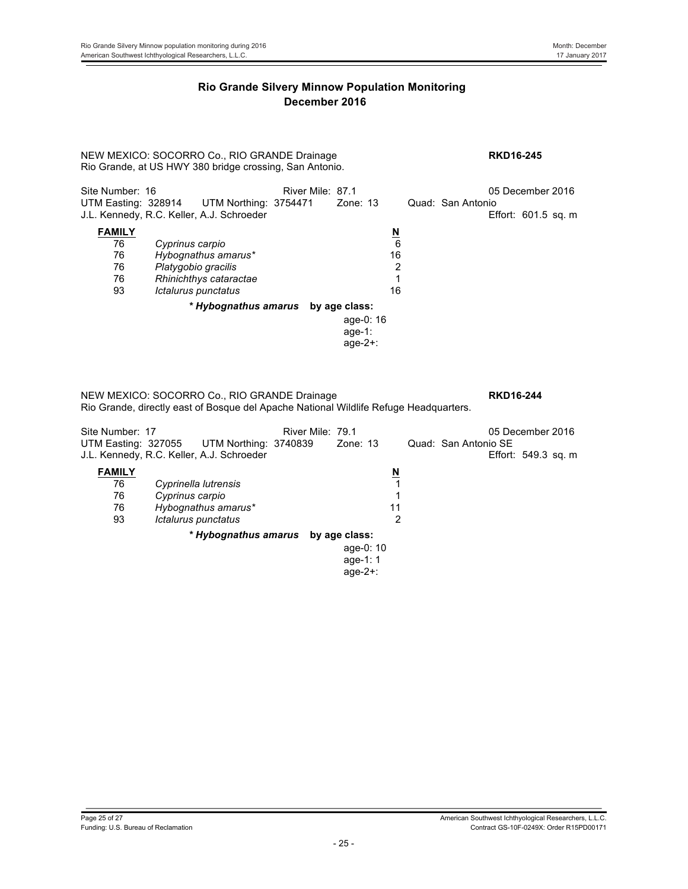## Rio Grande Silvery Minnow Population Monitoring
## December 2016

NEW MEXICO: SOCORRO Co., RIO GRANDE Drainage **RKD16-245**
Rio Grande, at US HWY 380 bridge crossing, San Antonio.

Site Number: 16 River Mile: 87.1 05 December 2016
UTM Easting: 328914 UTM Northing: 3754471 Zone: 13 Quad: San Antonio
J.L. Kennedy, R.C. Keller, A.J. Schroeder Effort: 601.5 sq. m

| FAMILY | | N |
|---|---|---|
| 76 | *Cyprinus carpio* | 6 |
| 76 | *Hybognathus amarus** | 16 |
| 76 | *Platygobio gracilis* | 2 |
| 76 | *Rhinichthys cataractae* | 1 |
| 93 | *Ictalurus punctatus* | 16 |

***Hybognathus amarus* by age class:**

age-0: 16
age-1:
age-2+:

NEW MEXICO: SOCORRO Co., RIO GRANDE Drainage **RKD16-244**
Rio Grande, directly east of Bosque del Apache National Wildlife Refuge Headquarters.

Site Number: 17 River Mile: 79.1 05 December 2016
UTM Easting: 327055 UTM Northing: 3740839 Zone: 13 Quad: San Antonio SE
J.L. Kennedy, R.C. Keller, A.J. Schroeder Effort: 549.3 sq. m

| FAMILY | | N |
|---|---|---|
| 76 | *Cyprinella lutrensis* | 1 |
| 76 | *Cyprinus carpio* | 1 |
| 76 | *Hybognathus amarus** | 11 |
| 93 | *Ictalurus punctatus* | 2 |

***Hybognathus amarus* by age class:**

age-0: 10
age-1: 1
age-2+: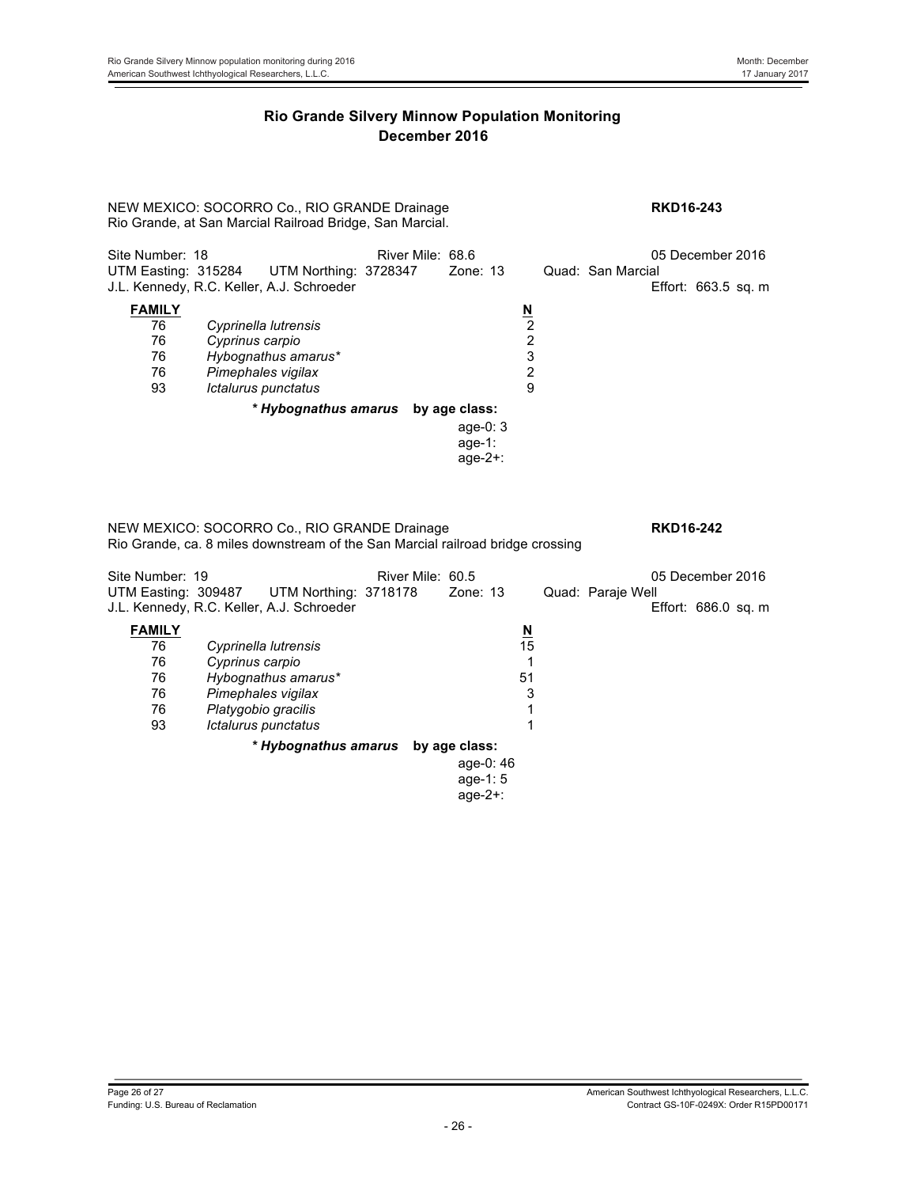# Rio Grande Silvery Minnow Population Monitoring
## December 2016

NEW MEXICO: SOCORRO Co., RIO GRANDE Drainage **RKD16-243**
Rio Grande, at San Marcial Railroad Bridge, San Marcial.

Site Number: 18 River Mile: 68.6 05 December 2016
UTM Easting: 315284 UTM Northing: 3728347 Zone: 13 Quad: San Marcial
J.L. Kennedy, R.C. Keller, A.J. Schroeder Effort: 663.5 sq. m

| FAMILY | | N |
|---|---|---|
| 76 | *Cyprinella lutrensis* | 2 |
| 76 | *Cyprinus carpio* | 2 |
| 76 | *Hybognathus amarus** | 3 |
| 76 | *Pimephales vigilax* | 2 |
| 93 | *Ictalurus punctatus* | 9 |

***Hybognathus amarus* by age class:**

age-0: 3
age-1:
age-2+:

NEW MEXICO: SOCORRO Co., RIO GRANDE Drainage **RKD16-242**
Rio Grande, ca. 8 miles downstream of the San Marcial railroad bridge crossing

Site Number: 19 River Mile: 60.5 05 December 2016
UTM Easting: 309487 UTM Northing: 3718178 Zone: 13 Quad: Paraje Well
J.L. Kennedy, R.C. Keller, A.J. Schroeder Effort: 686.0 sq. m

| FAMILY | | N |
|---|---|---|
| 76 | *Cyprinella lutrensis* | 15 |
| 76 | *Cyprinus carpio* | 1 |
| 76 | *Hybognathus amarus** | 51 |
| 76 | *Pimephales vigilax* | 3 |
| 76 | *Platygobio gracilis* | 1 |
| 93 | *Ictalurus punctatus* | 1 |

***Hybognathus amarus* by age class:**

age-0: 46
age-1: 5
age-2+: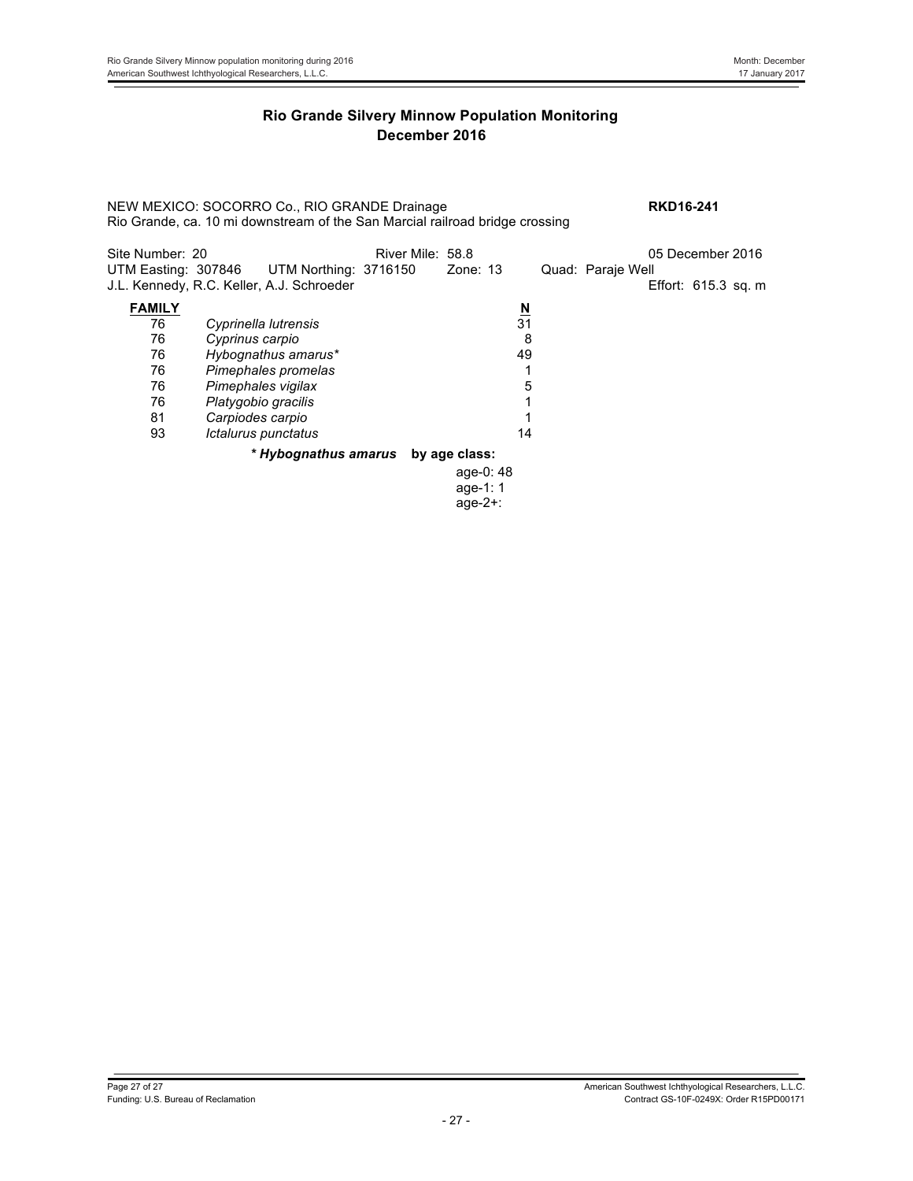## Rio Grande Silvery Minnow Population Monitoring
## December 2016

NEW MEXICO: SOCORRO Co., RIO GRANDE Drainage **RKD16-241**
Rio Grande, ca. 10 mi downstream of the San Marcial railroad bridge crossing

Site Number: 20 River Mile: 58.8 05 December 2016
UTM Easting: 307846 UTM Northing: 3716150 Zone: 13 Quad: Paraje Well
J.L. Kennedy, R.C. Keller, A.J. Schroeder Effort: 615.3 sq. m

| **FAMILY** | | **N** |
|---|---|---|
| 76 | *Cyprinella lutrensis* | 31 |
| 76 | *Cyprinus carpio* | 8 |
| 76 | *Hybognathus amarus** | 49 |
| 76 | *Pimephales promelas* | 1 |
| 76 | *Pimephales vigilax* | 5 |
| 76 | *Platygobio gracilis* | 1 |
| 81 | *Carpiodes carpio* | 1 |
| 93 | *Ictalurus punctatus* | 14 |

***Hybognathus amarus* by age class:**

age-0: 48
age-1: 1
age-2+: